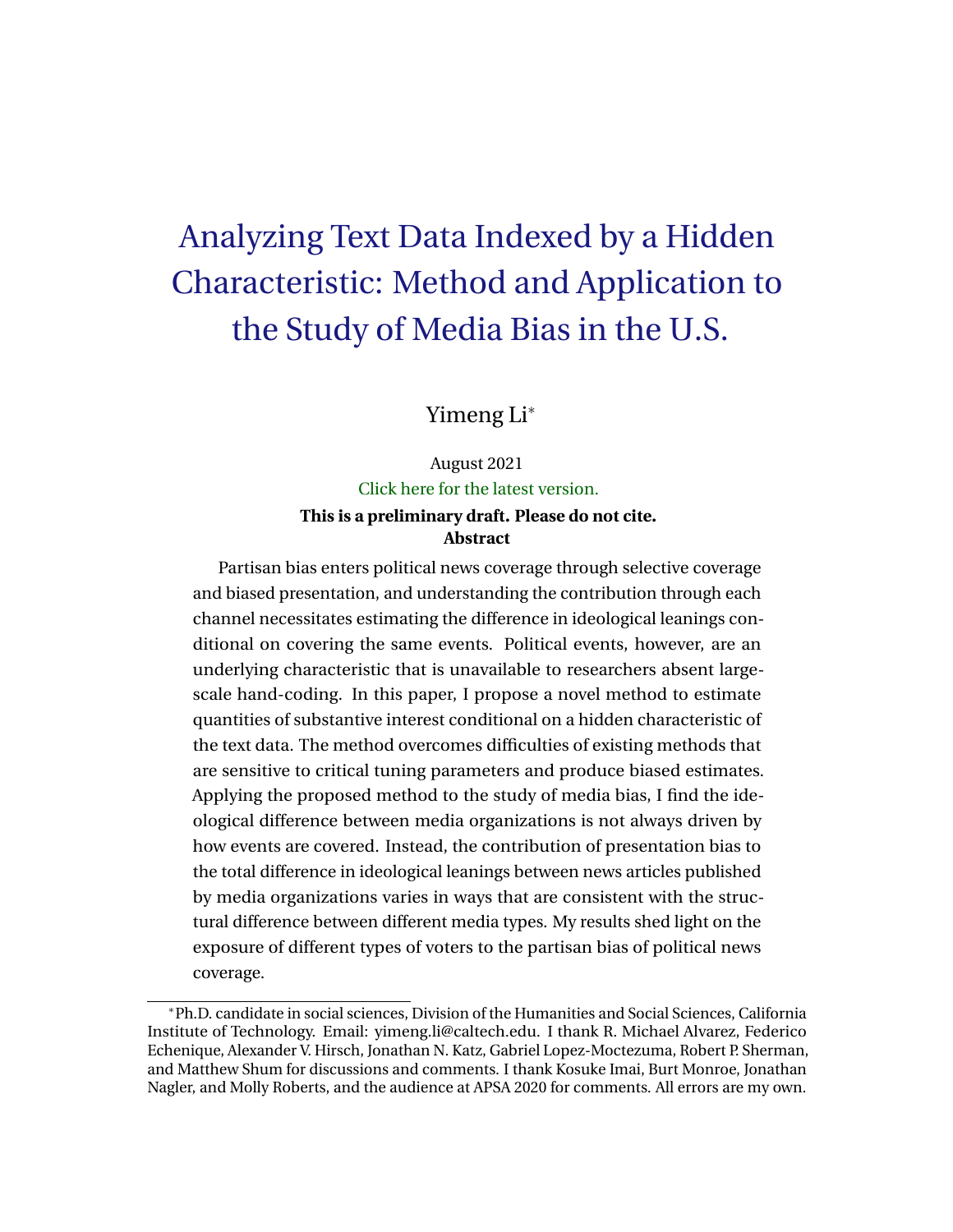# Analyzing Text Data Indexed by a Hidden Characteristic: Method and Application to the Study of Media Bias in the U.S.

Yimeng Li*

August 2021

Click here for the latest version.

**This is a preliminary draft. Please do not cite.**

**Abstract**

Partisan bias enters political news coverage through selective coverage and biased presentation, and understanding the contribution through each channel necessitates estimating the difference in ideological leanings conditional on covering the same events. Political events, however, are an underlying characteristic that is unavailable to researchers absent large-scale hand-coding. In this paper, I propose a novel method to estimate quantities of substantive interest conditional on a hidden characteristic of the text data. The method overcomes difficulties of existing methods that are sensitive to critical tuning parameters and produce biased estimates. Applying the proposed method to the study of media bias, I find the ideological difference between media organizations is not always driven by how events are covered. Instead, the contribution of presentation bias to the total difference in ideological leanings between news articles published by media organizations varies in ways that are consistent with the structural difference between different media types. My results shed light on the exposure of different types of voters to the partisan bias of political news coverage.

---

*Ph.D. candidate in social sciences, Division of the Humanities and Social Sciences, California Institute of Technology. Email: yimeng.li@caltech.edu. I thank R. Michael Alvarez, Federico Echenique, Alexander V. Hirsch, Jonathan N. Katz, Gabriel Lopez-Moctezuma, Robert P. Sherman, and Matthew Shum for discussions and comments. I thank Kosuke Imai, Burt Monroe, Jonathan Nagler, and Molly Roberts, and the audience at APSA 2020 for comments. All errors are my own.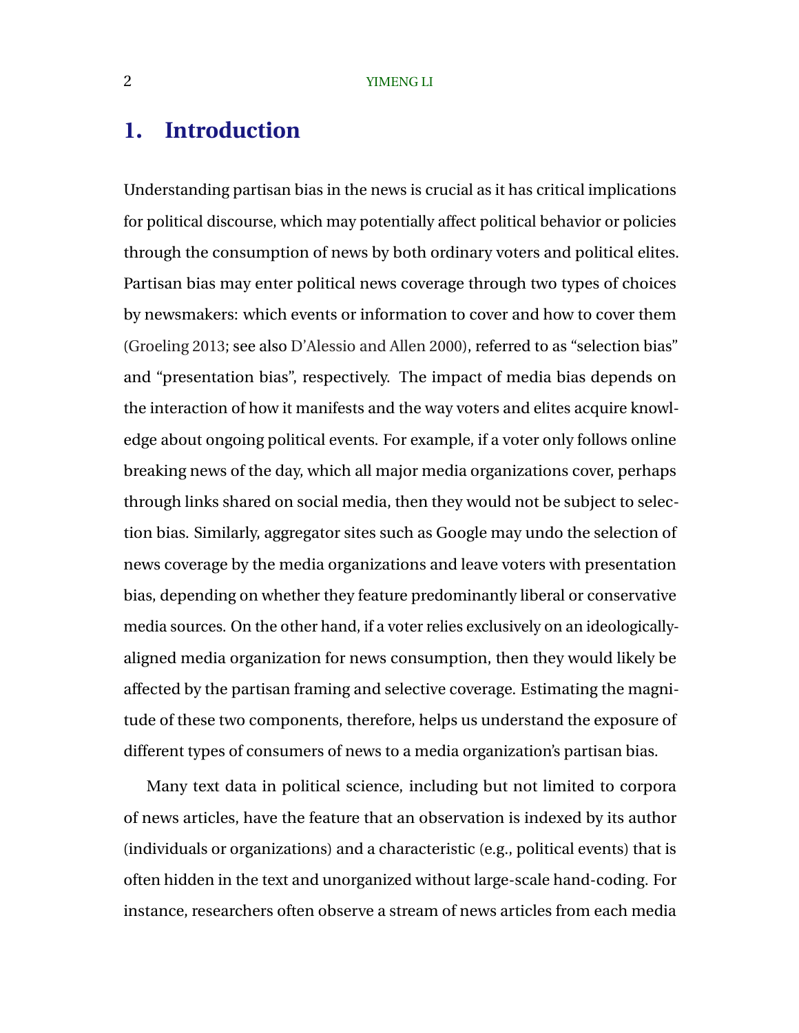# 1. Introduction

Understanding partisan bias in the news is crucial as it has critical implications for political discourse, which may potentially affect political behavior or policies through the consumption of news by both ordinary voters and political elites. Partisan bias may enter political news coverage through two types of choices by newsmakers: which events or information to cover and how to cover them (Groeling 2013; see also D'Alessio and Allen 2000), referred to as "selection bias" and "presentation bias", respectively. The impact of media bias depends on the interaction of how it manifests and the way voters and elites acquire knowledge about ongoing political events. For example, if a voter only follows online breaking news of the day, which all major media organizations cover, perhaps through links shared on social media, then they would not be subject to selection bias. Similarly, aggregator sites such as Google may undo the selection of news coverage by the media organizations and leave voters with presentation bias, depending on whether they feature predominantly liberal or conservative media sources. On the other hand, if a voter relies exclusively on an ideologically-aligned media organization for news consumption, then they would likely be affected by the partisan framing and selective coverage. Estimating the magnitude of these two components, therefore, helps us understand the exposure of different types of consumers of news to a media organization's partisan bias.

Many text data in political science, including but not limited to corpora of news articles, have the feature that an observation is indexed by its author (individuals or organizations) and a characteristic (e.g., political events) that is often hidden in the text and unorganized without large-scale hand-coding. For instance, researchers often observe a stream of news articles from each media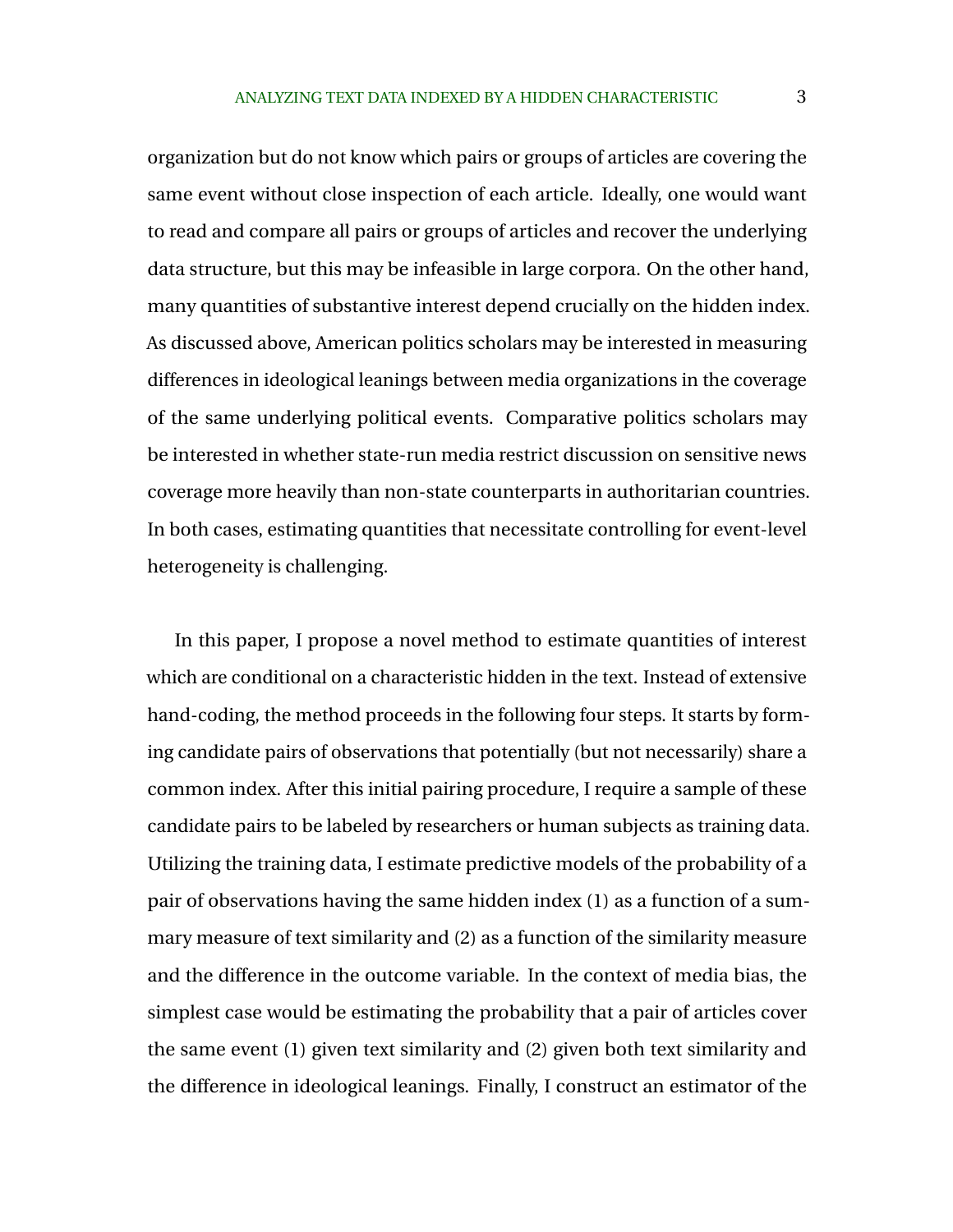organization but do not know which pairs or groups of articles are covering the same event without close inspection of each article. Ideally, one would want to read and compare all pairs or groups of articles and recover the underlying data structure, but this may be infeasible in large corpora. On the other hand, many quantities of substantive interest depend crucially on the hidden index. As discussed above, American politics scholars may be interested in measuring differences in ideological leanings between media organizations in the coverage of the same underlying political events. Comparative politics scholars may be interested in whether state-run media restrict discussion on sensitive news coverage more heavily than non-state counterparts in authoritarian countries. In both cases, estimating quantities that necessitate controlling for event-level heterogeneity is challenging.

In this paper, I propose a novel method to estimate quantities of interest which are conditional on a characteristic hidden in the text. Instead of extensive hand-coding, the method proceeds in the following four steps. It starts by forming candidate pairs of observations that potentially (but not necessarily) share a common index. After this initial pairing procedure, I require a sample of these candidate pairs to be labeled by researchers or human subjects as training data. Utilizing the training data, I estimate predictive models of the probability of a pair of observations having the same hidden index (1) as a function of a summary measure of text similarity and (2) as a function of the similarity measure and the difference in the outcome variable. In the context of media bias, the simplest case would be estimating the probability that a pair of articles cover the same event (1) given text similarity and (2) given both text similarity and the difference in ideological leanings. Finally, I construct an estimator of the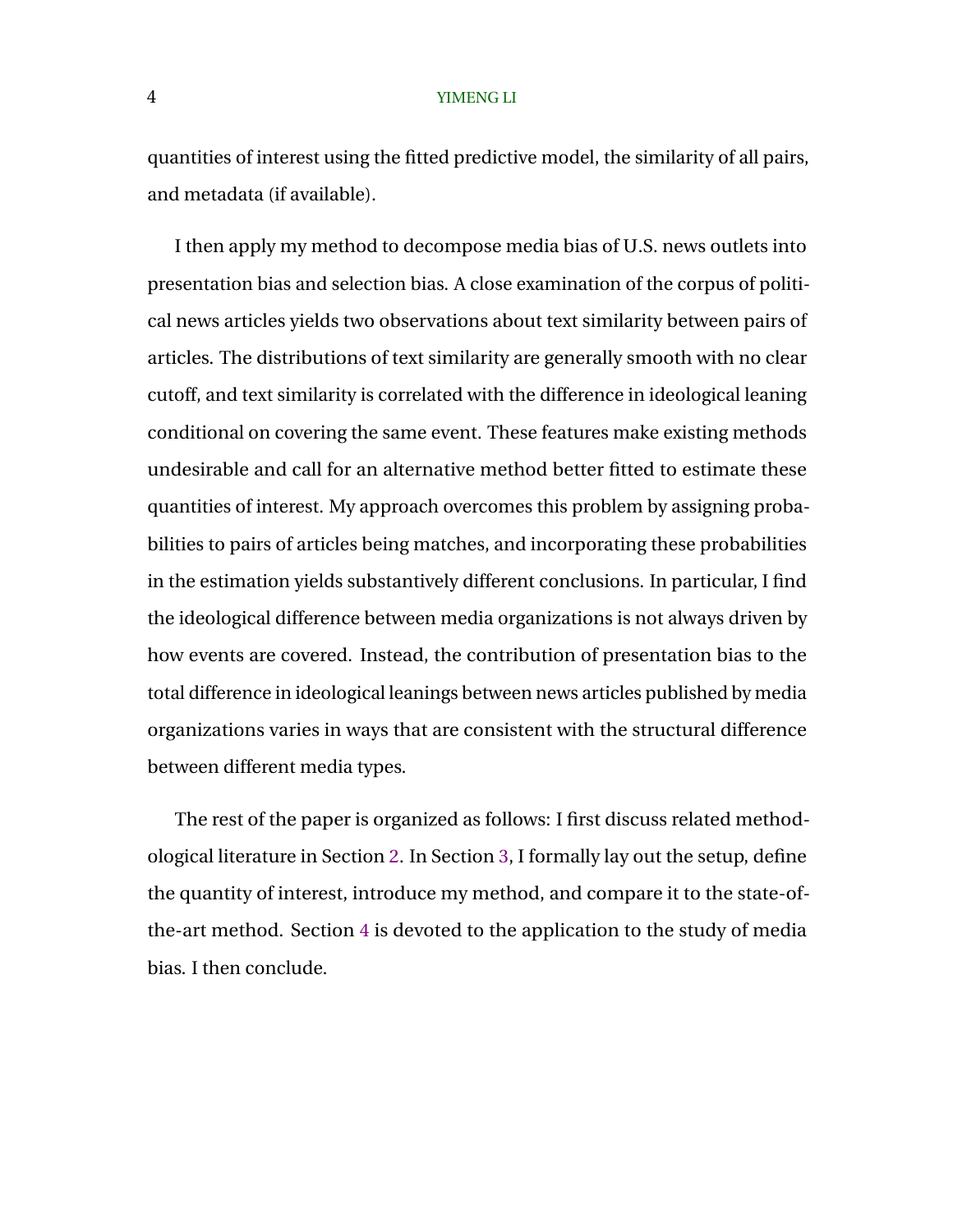quantities of interest using the fitted predictive model, the similarity of all pairs, and metadata (if available).

I then apply my method to decompose media bias of U.S. news outlets into presentation bias and selection bias. A close examination of the corpus of political news articles yields two observations about text similarity between pairs of articles. The distributions of text similarity are generally smooth with no clear cutoff, and text similarity is correlated with the difference in ideological leaning conditional on covering the same event. These features make existing methods undesirable and call for an alternative method better fitted to estimate these quantities of interest. My approach overcomes this problem by assigning probabilities to pairs of articles being matches, and incorporating these probabilities in the estimation yields substantively different conclusions. In particular, I find the ideological difference between media organizations is not always driven by how events are covered. Instead, the contribution of presentation bias to the total difference in ideological leanings between news articles published by media organizations varies in ways that are consistent with the structural difference between different media types.

The rest of the paper is organized as follows: I first discuss related methodological literature in Section 2. In Section 3, I formally lay out the setup, define the quantity of interest, introduce my method, and compare it to the state-of-the-art method. Section 4 is devoted to the application to the study of media bias. I then conclude.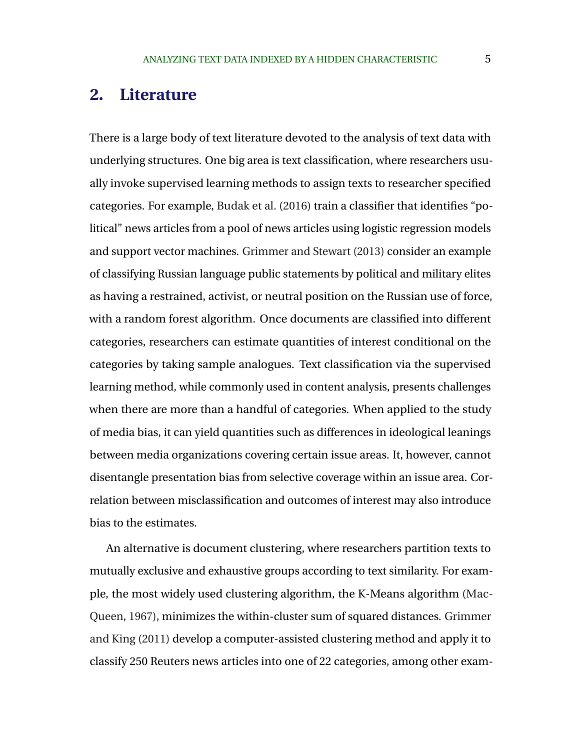## 2. Literature

There is a large body of text literature devoted to the analysis of text data with underlying structures. One big area is text classification, where researchers usually invoke supervised learning methods to assign texts to researcher specified categories. For example, Budak et al. (2016) train a classifier that identifies "political" news articles from a pool of news articles using logistic regression models and support vector machines. Grimmer and Stewart (2013) consider an example of classifying Russian language public statements by political and military elites as having a restrained, activist, or neutral position on the Russian use of force, with a random forest algorithm. Once documents are classified into different categories, researchers can estimate quantities of interest conditional on the categories by taking sample analogues. Text classification via the supervised learning method, while commonly used in content analysis, presents challenges when there are more than a handful of categories. When applied to the study of media bias, it can yield quantities such as differences in ideological leanings between media organizations covering certain issue areas. It, however, cannot disentangle presentation bias from selective coverage within an issue area. Correlation between misclassification and outcomes of interest may also introduce bias to the estimates.

An alternative is document clustering, where researchers partition texts to mutually exclusive and exhaustive groups according to text similarity. For example, the most widely used clustering algorithm, the K-Means algorithm (MacQueen, 1967), minimizes the within-cluster sum of squared distances. Grimmer and King (2011) develop a computer-assisted clustering method and apply it to classify 250 Reuters news articles into one of 22 categories, among other exam-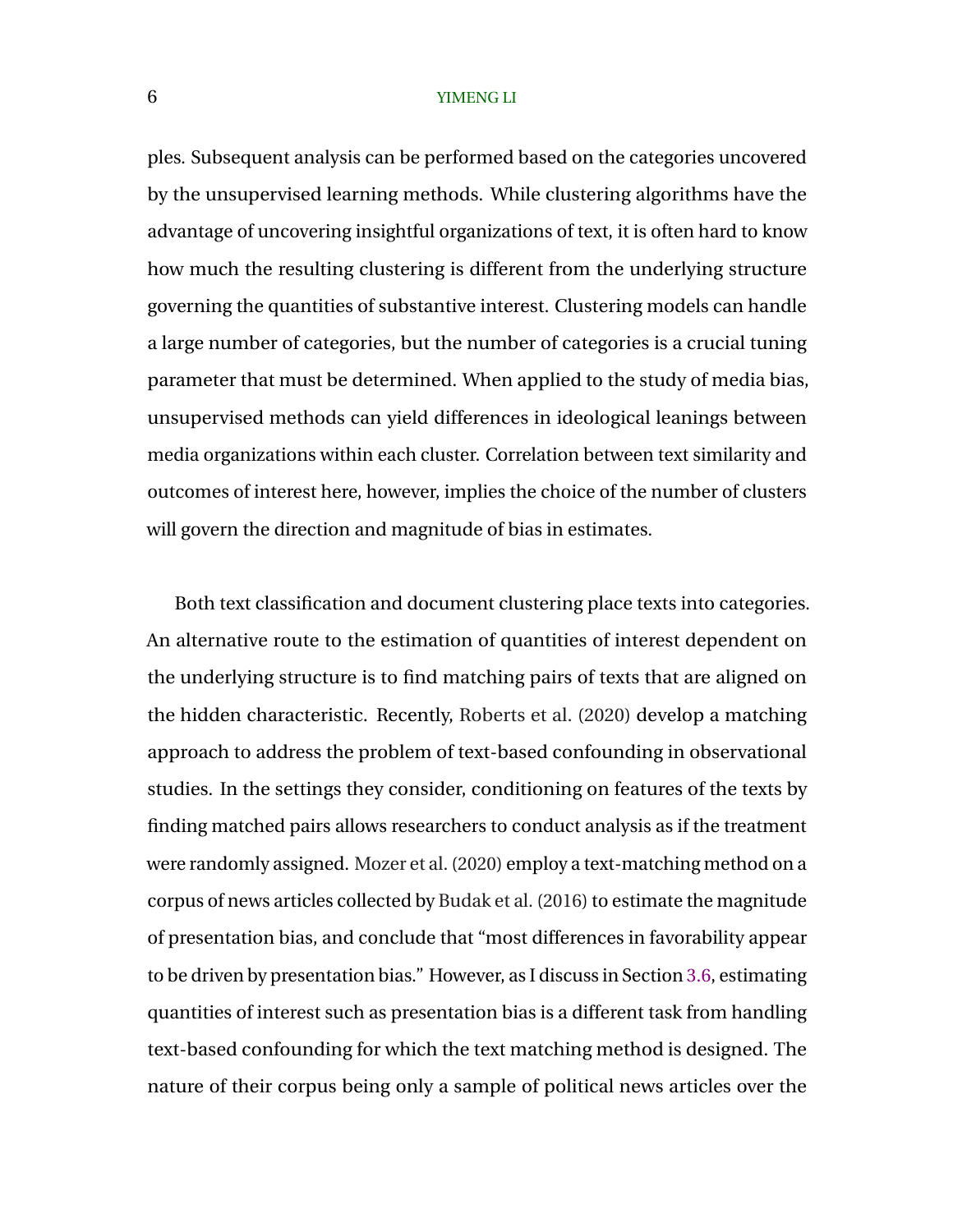ples. Subsequent analysis can be performed based on the categories uncovered by the unsupervised learning methods. While clustering algorithms have the advantage of uncovering insightful organizations of text, it is often hard to know how much the resulting clustering is different from the underlying structure governing the quantities of substantive interest. Clustering models can handle a large number of categories, but the number of categories is a crucial tuning parameter that must be determined. When applied to the study of media bias, unsupervised methods can yield differences in ideological leanings between media organizations within each cluster. Correlation between text similarity and outcomes of interest here, however, implies the choice of the number of clusters will govern the direction and magnitude of bias in estimates.

Both text classification and document clustering place texts into categories. An alternative route to the estimation of quantities of interest dependent on the underlying structure is to find matching pairs of texts that are aligned on the hidden characteristic. Recently, Roberts et al. (2020) develop a matching approach to address the problem of text-based confounding in observational studies. In the settings they consider, conditioning on features of the texts by finding matched pairs allows researchers to conduct analysis as if the treatment were randomly assigned. Mozer et al. (2020) employ a text-matching method on a corpus of news articles collected by Budak et al. (2016) to estimate the magnitude of presentation bias, and conclude that "most differences in favorability appear to be driven by presentation bias." However, as I discuss in Section 3.6, estimating quantities of interest such as presentation bias is a different task from handling text-based confounding for which the text matching method is designed. The nature of their corpus being only a sample of political news articles over the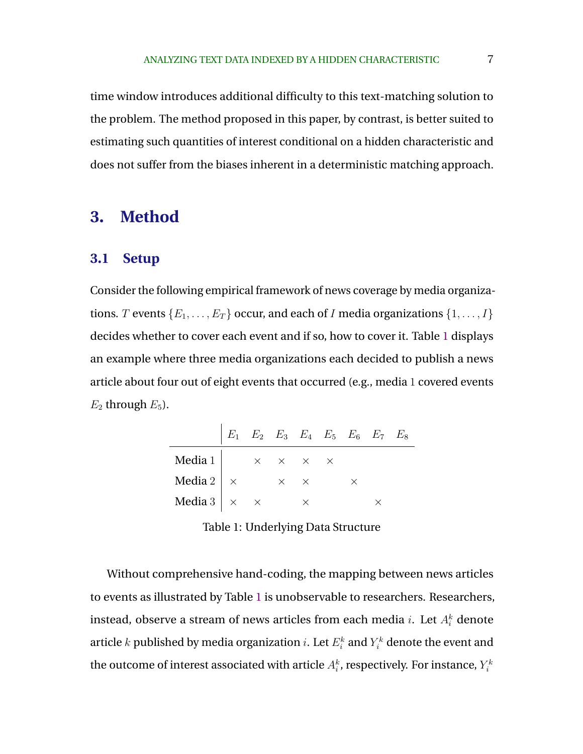time window introduces additional difficulty to this text-matching solution to the problem. The method proposed in this paper, by contrast, is better suited to estimating such quantities of interest conditional on a hidden characteristic and does not suffer from the biases inherent in a deterministic matching approach.

# 3. Method

## 3.1 Setup

Consider the following empirical framework of news coverage by media organizations. $T$ events $\{E_1, \ldots, E_T\}$ occur, and each of $I$ media organizations $\{1, \ldots, I\}$ decides whether to cover each event and if so, how to cover it. Table 1 displays an example where three media organizations each decided to publish a news article about four out of eight events that occurred (e.g., media $1$ covered events $E_2$ through $E_5$).

| | $E_1$ | $E_2$ | $E_3$ | $E_4$ | $E_5$ | $E_6$ | $E_7$ | $E_8$ |
|---|---|---|---|---|---|---|---|---|
| Media $1$ | | $\times$ | $\times$ | $\times$ | $\times$ | | | |
| Media $2$ | $\times$ | | $\times$ | $\times$ | | $\times$ | | |
| Media $3$ | $\times$ | $\times$ | | $\times$ | | | $\times$ | |

Table 1: Underlying Data Structure

Without comprehensive hand-coding, the mapping between news articles to events as illustrated by Table 1 is unobservable to researchers. Researchers, instead, observe a stream of news articles from each media $i$. Let $A_i^k$ denote article $k$ published by media organization $i$. Let $E_i^k$ and $Y_i^k$ denote the event and the outcome of interest associated with article $A_i^k$, respectively. For instance, $Y_i^k$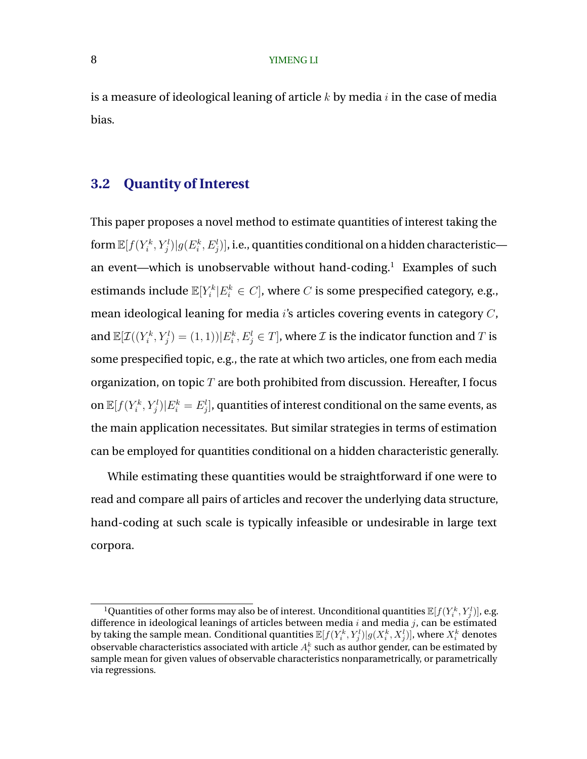is a measure of ideological leaning of article $k$ by media $i$ in the case of media bias.

## 3.2 Quantity of Interest

This paper proposes a novel method to estimate quantities of interest taking the form $\mathbb{E}[f(Y_i^k, Y_j^l)|g(E_i^k, E_j^l)]$, i.e., quantities conditional on a hidden characteristic—an event—which is unobservable without hand-coding.[1] Examples of such estimands include $\mathbb{E}[Y_i^k|E_i^k \in C]$, where $C$ is some prespecified category, e.g., mean ideological leaning for media $i$'s articles covering events in category $C$, and $\mathbb{E}[\mathcal{I}((Y_i^k, Y_j^l) = (1,1))|E_i^k, E_j^l \in T]$, where $\mathcal{I}$ is the indicator function and $T$ is some prespecified topic, e.g., the rate at which two articles, one from each media organization, on topic $T$ are both prohibited from discussion. Hereafter, I focus on $\mathbb{E}[f(Y_i^k, Y_j^l)|E_i^k = E_j^l]$, quantities of interest conditional on the same events, as the main application necessitates. But similar strategies in terms of estimation can be employed for quantities conditional on a hidden characteristic generally.

While estimating these quantities would be straightforward if one were to read and compare all pairs of articles and recover the underlying data structure, hand-coding at such scale is typically infeasible or undesirable in large text corpora.

---

[1] Quantities of other forms may also be of interest. Unconditional quantities $\mathbb{E}[f(Y_i^k, Y_j^l)]$, e.g. difference in ideological leanings of articles between media $i$ and media $j$, can be estimated by taking the sample mean. Conditional quantities $\mathbb{E}[f(Y_i^k, Y_j^l)|g(X_i^k, X_j^l)]$, where $X_i^k$ denotes observable characteristics associated with article $A_i^k$ such as author gender, can be estimated by sample mean for given values of observable characteristics nonparametrically, or parametrically via regressions.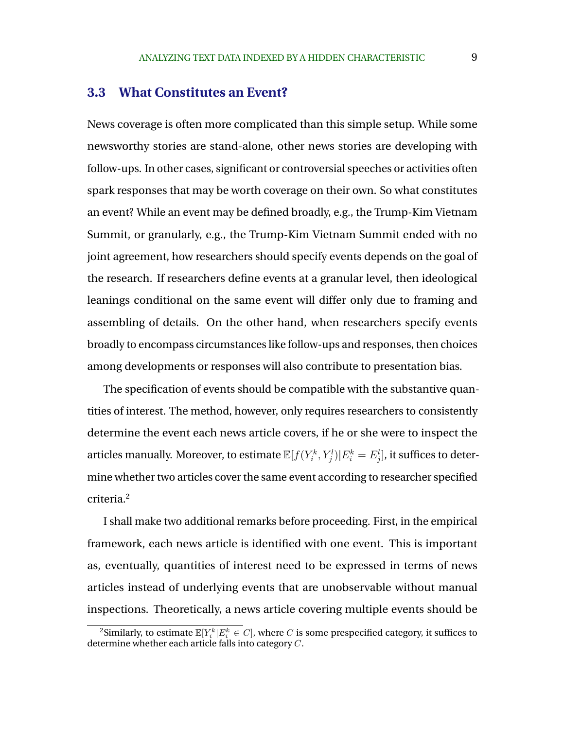## 3.3 What Constitutes an Event?

News coverage is often more complicated than this simple setup. While some newsworthy stories are stand-alone, other news stories are developing with follow-ups. In other cases, significant or controversial speeches or activities often spark responses that may be worth coverage on their own. So what constitutes an event? While an event may be defined broadly, e.g., the Trump-Kim Vietnam Summit, or granularly, e.g., the Trump-Kim Vietnam Summit ended with no joint agreement, how researchers should specify events depends on the goal of the research. If researchers define events at a granular level, then ideological leanings conditional on the same event will differ only due to framing and assembling of details. On the other hand, when researchers specify events broadly to encompass circumstances like follow-ups and responses, then choices among developments or responses will also contribute to presentation bias.

The specification of events should be compatible with the substantive quantities of interest. The method, however, only requires researchers to consistently determine the event each news article covers, if he or she were to inspect the articles manually. Moreover, to estimate $\mathbb{E}[f(Y_i^k, Y_j^l)|E_i^k = E_j^l]$, it suffices to determine whether two articles cover the same event according to researcher specified criteria.[2]

I shall make two additional remarks before proceeding. First, in the empirical framework, each news article is identified with one event. This is important as, eventually, quantities of interest need to be expressed in terms of news articles instead of underlying events that are unobservable without manual inspections. Theoretically, a news article covering multiple events should be

[2] Similarly, to estimate $\mathbb{E}[Y_i^k|E_i^k \in C]$, where $C$ is some prespecified category, it suffices to determine whether each article falls into category $C$.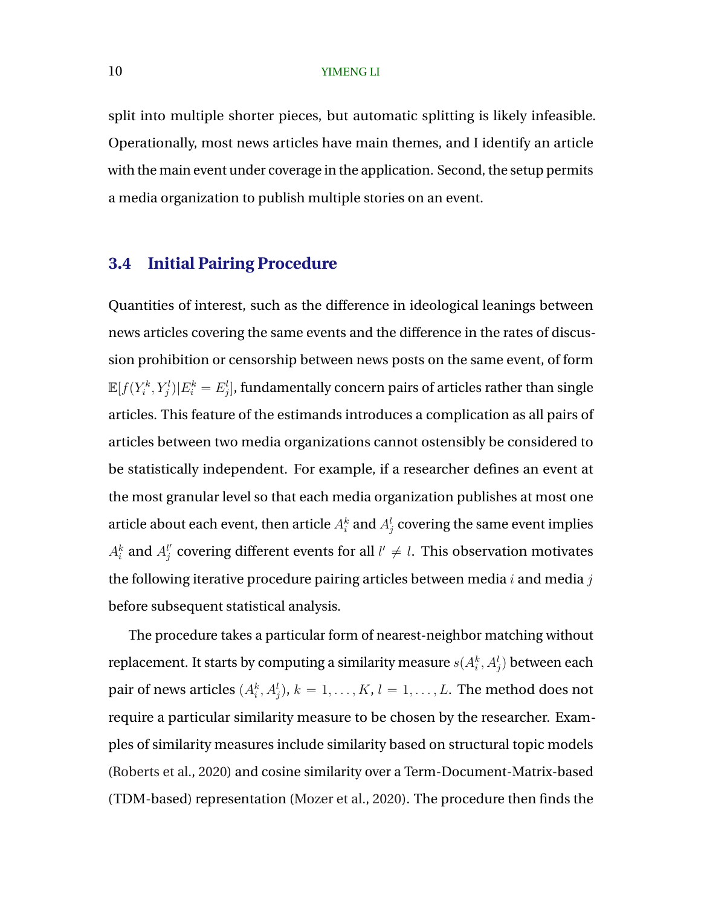split into multiple shorter pieces, but automatic splitting is likely infeasible. Operationally, most news articles have main themes, and I identify an article with the main event under coverage in the application. Second, the setup permits a media organization to publish multiple stories on an event.

### 3.4 Initial Pairing Procedure

Quantities of interest, such as the difference in ideological leanings between news articles covering the same events and the difference in the rates of discussion prohibition or censorship between news posts on the same event, of form $\mathbb{E}[f(Y_i^k, Y_j^l)|E_i^k = E_j^l]$, fundamentally concern pairs of articles rather than single articles. This feature of the estimands introduces a complication as all pairs of articles between two media organizations cannot ostensibly be considered to be statistically independent. For example, if a researcher defines an event at the most granular level so that each media organization publishes at most one article about each event, then article $A_i^k$ and $A_j^l$ covering the same event implies $A_i^k$ and $A_j^{l'}$ covering different events for all $l' \neq l$. This observation motivates the following iterative procedure pairing articles between media $i$ and media $j$ before subsequent statistical analysis.

The procedure takes a particular form of nearest-neighbor matching without replacement. It starts by computing a similarity measure $s(A_i^k, A_j^l)$ between each pair of news articles $(A_i^k, A_j^l)$, $k = 1, \ldots, K$, $l = 1, \ldots, L$. The method does not require a particular similarity measure to be chosen by the researcher. Examples of similarity measures include similarity based on structural topic models (Roberts et al., 2020) and cosine similarity over a Term-Document-Matrix-based (TDM-based) representation (Mozer et al., 2020). The procedure then finds the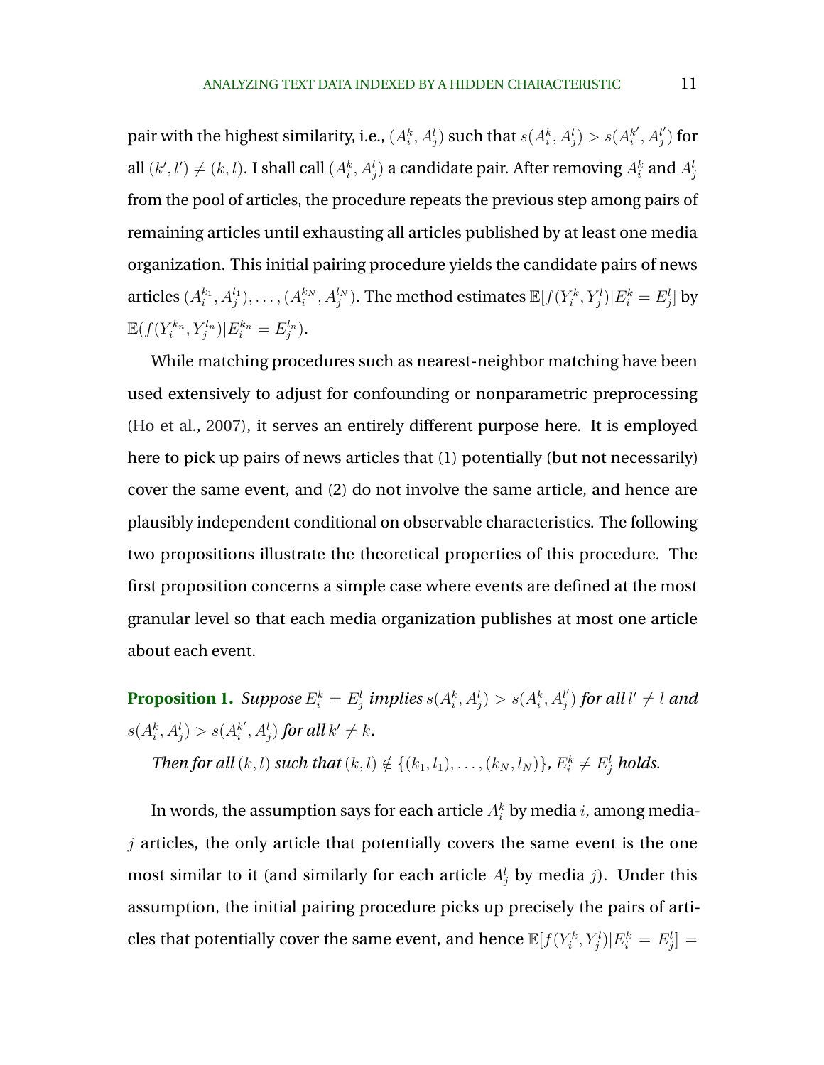pair with the highest similarity, i.e., $(A_i^k, A_j^l)$ such that $s(A_i^k, A_j^l) > s(A_i^{k'}, A_j^{l'})$ for all $(k', l') \neq (k, l)$. I shall call $(A_i^k, A_j^l)$ a candidate pair. After removing $A_i^k$ and $A_j^l$ from the pool of articles, the procedure repeats the previous step among pairs of remaining articles until exhausting all articles published by at least one media organization. This initial pairing procedure yields the candidate pairs of news articles $(A_i^{k_1}, A_j^{l_1}), \ldots, (A_i^{k_N}, A_j^{l_N})$. The method estimates $\mathbb{E}[f(Y_i^k, Y_j^l) | E_i^k = E_j^l]$ by $\mathbb{E}(f(Y_i^{k_n}, Y_j^{l_n}) | E_i^{k_n} = E_j^{l_n})$.

While matching procedures such as nearest-neighbor matching have been used extensively to adjust for confounding or nonparametric preprocessing (Ho et al., 2007), it serves an entirely different purpose here. It is employed here to pick up pairs of news articles that (1) potentially (but not necessarily) cover the same event, and (2) do not involve the same article, and hence are plausibly independent conditional on observable characteristics. The following two propositions illustrate the theoretical properties of this procedure. The first proposition concerns a simple case where events are defined at the most granular level so that each media organization publishes at most one article about each event.

**Proposition 1.** *Suppose $E_i^k = E_j^l$ implies $s(A_i^k, A_j^l) > s(A_i^k, A_j^{l'})$ for all $l' \neq l$ and $s(A_i^k, A_j^l) > s(A_i^{k'}, A_j^l)$ for all $k' \neq k$.*

*Then for all $(k, l)$ such that $(k, l) \notin \{(k_1, l_1), \ldots, (k_N, l_N)\}$, $E_i^k \neq E_j^l$ holds.*

In words, the assumption says for each article $A_i^k$ by media $i$, among media-$j$ articles, the only article that potentially covers the same event is the one most similar to it (and similarly for each article $A_j^l$ by media $j$). Under this assumption, the initial pairing procedure picks up precisely the pairs of articles that potentially cover the same event, and hence $\mathbb{E}[f(Y_i^k, Y_j^l) | E_i^k = E_j^l] =$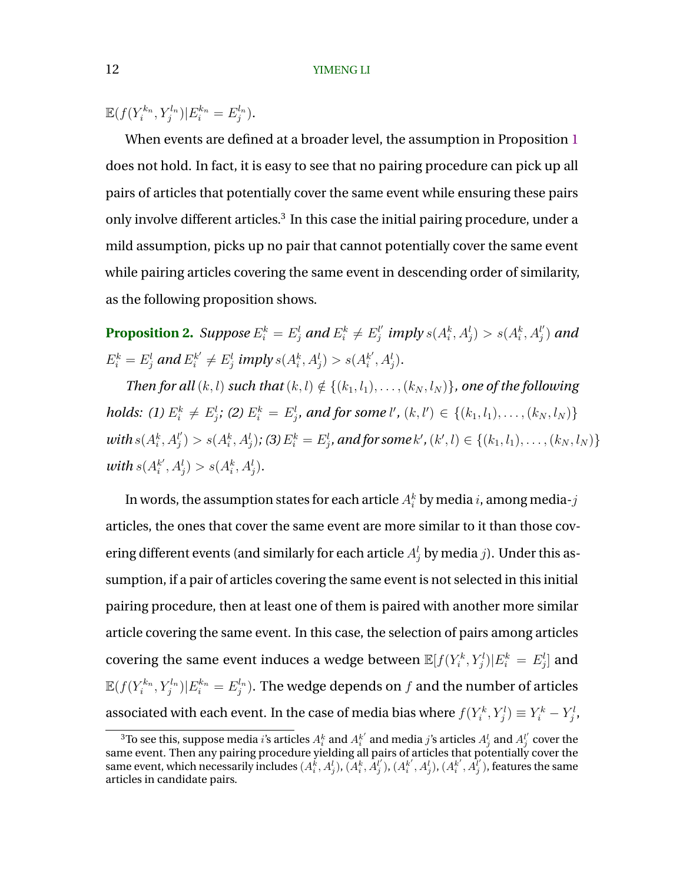$\mathbb{E}(f(Y_i^{k_n}, Y_j^{l_n})|E_i^{k_n} = E_j^{l_n})$.

When events are defined at a broader level, the assumption in Proposition 1 does not hold. In fact, it is easy to see that no pairing procedure can pick up all pairs of articles that potentially cover the same event while ensuring these pairs only involve different articles.[3] In this case the initial pairing procedure, under a mild assumption, picks up no pair that cannot potentially cover the same event while pairing articles covering the same event in descending order of similarity, as the following proposition shows.

**Proposition 2.** *Suppose $E_i^k = E_j^l$ and $E_i^k \neq E_j^{l'}$ imply $s(A_i^k, A_j^l) > s(A_i^k, A_j^{l'})$ and $E_i^k = E_j^l$ and $E_i^{k'} \neq E_j^l$ imply $s(A_i^k, A_j^l) > s(A_i^{k'}, A_j^l)$.*

*Then for all $(k, l)$ such that $(k, l) \notin \{(k_1, l_1), \ldots, (k_N, l_N)\}$, one of the following holds: (1) $E_i^k \neq E_j^l$; (2) $E_i^k = E_j^l$, and for some $l'$, $(k, l') \in \{(k_1, l_1), \ldots, (k_N, l_N)\}$ with $s(A_i^k, A_j^{l'}) > s(A_i^k, A_j^l)$; (3) $E_i^k = E_j^l$, and for some $k'$, $(k', l) \in \{(k_1, l_1), \ldots, (k_N, l_N)\}$ with $s(A_i^{k'}, A_j^l) > s(A_i^k, A_j^l)$.*

In words, the assumption states for each article $A_i^k$ by media $i$, among media-$j$ articles, the ones that cover the same event are more similar to it than those covering different events (and similarly for each article $A_j^l$ by media $j$). Under this assumption, if a pair of articles covering the same event is not selected in this initial pairing procedure, then at least one of them is paired with another more similar article covering the same event. In this case, the selection of pairs among articles covering the same event induces a wedge between $\mathbb{E}[f(Y_i^k, Y_j^l)|E_i^k = E_j^l]$ and $\mathbb{E}(f(Y_i^{k_n}, Y_j^{l_n})|E_i^{k_n} = E_j^{l_n})$. The wedge depends on $f$ and the number of articles associated with each event. In the case of media bias where $f(Y_i^k, Y_j^l) \equiv Y_i^k - Y_j^l$,

[3]To see this, suppose media $i$'s articles $A_i^k$ and $A_i^{k'}$ and media $j$'s articles $A_j^l$ and $A_j^{l'}$ cover the same event. Then any pairing procedure yielding all pairs of articles that potentially cover the same event, which necessarily includes $(A_i^k, A_j^l)$, $(A_i^k, A_j^{l'})$, $(A_i^{k'}, A_j^l)$, $(A_i^{k'}, A_j^{l'})$, features the same articles in candidate pairs.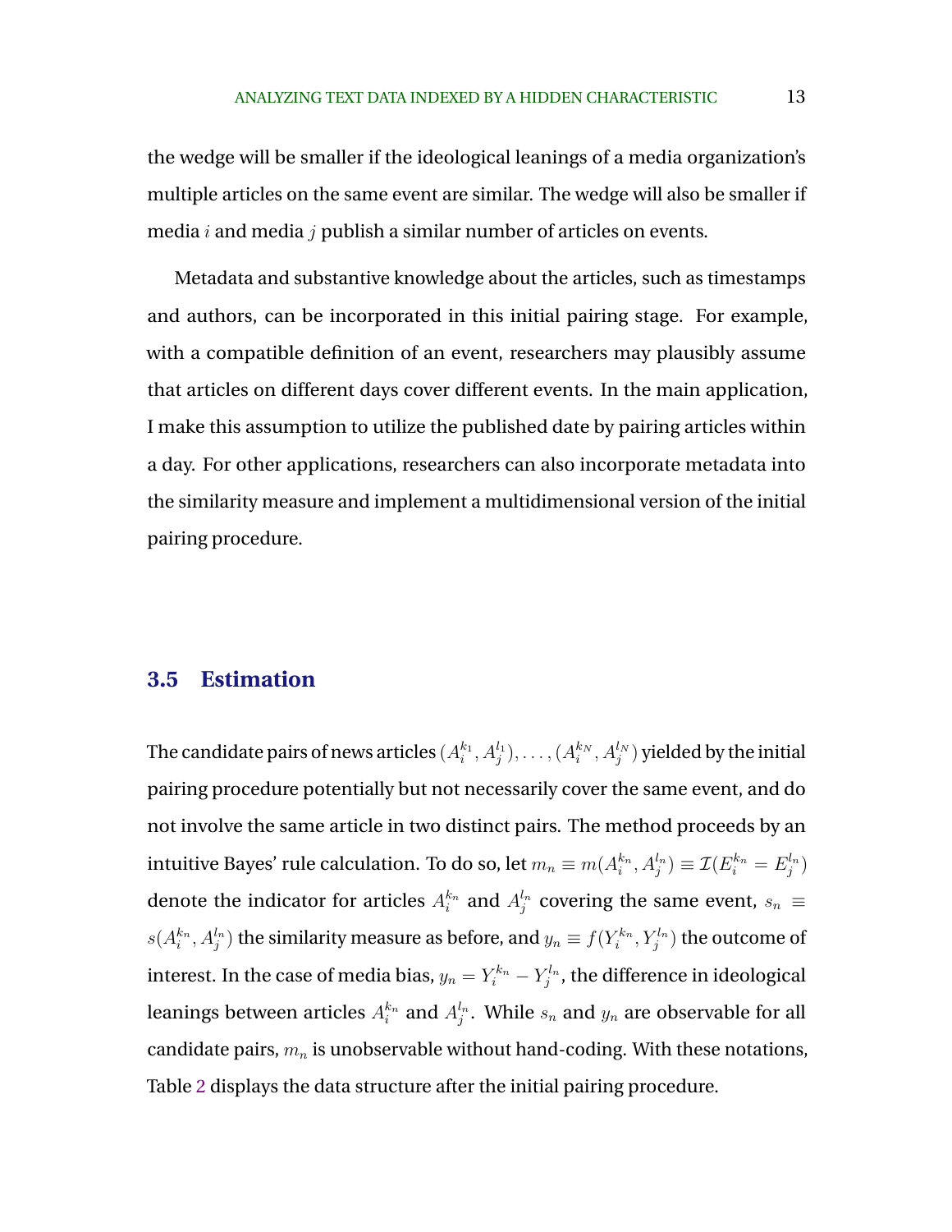the wedge will be smaller if the ideological leanings of a media organization's multiple articles on the same event are similar. The wedge will also be smaller if media $i$ and media $j$ publish a similar number of articles on events.

Metadata and substantive knowledge about the articles, such as timestamps and authors, can be incorporated in this initial pairing stage. For example, with a compatible definition of an event, researchers may plausibly assume that articles on different days cover different events. In the main application, I make this assumption to utilize the published date by pairing articles within a day. For other applications, researchers can also incorporate metadata into the similarity measure and implement a multidimensional version of the initial pairing procedure.

## 3.5 Estimation

The candidate pairs of news articles $(A_i^{k_1}, A_j^{l_1}), \ldots, (A_i^{k_N}, A_j^{l_N})$ yielded by the initial pairing procedure potentially but not necessarily cover the same event, and do not involve the same article in two distinct pairs. The method proceeds by an intuitive Bayes' rule calculation. To do so, let $m_n \equiv m(A_i^{k_n}, A_j^{l_n}) \equiv \mathcal{I}(E_i^{k_n} = E_j^{l_n})$ denote the indicator for articles $A_i^{k_n}$ and $A_j^{l_n}$ covering the same event, $s_n \equiv s(A_i^{k_n}, A_j^{l_n})$ the similarity measure as before, and $y_n \equiv f(Y_i^{k_n}, Y_j^{l_n})$ the outcome of interest. In the case of media bias, $y_n = Y_i^{k_n} - Y_j^{l_n}$, the difference in ideological leanings between articles $A_i^{k_n}$ and $A_j^{l_n}$. While $s_n$ and $y_n$ are observable for all candidate pairs, $m_n$ is unobservable without hand-coding. With these notations, Table 2 displays the data structure after the initial pairing procedure.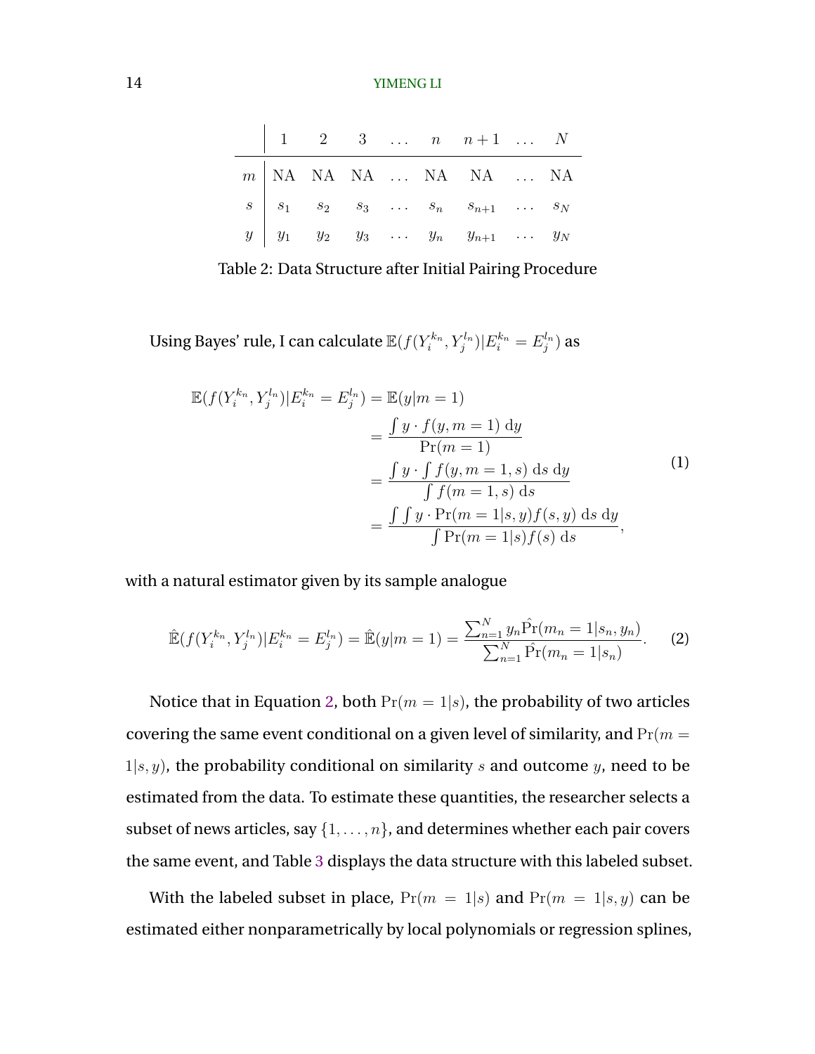| | 1 | 2 | 3 | ... | $n$ | $n+1$ | ... | $N$ |
|---|---|---|---|---|---|---|---|---|
| $m$ | NA | NA | NA | ... | NA | NA | ... | NA |
| $s$ | $s_1$ | $s_2$ | $s_3$ | ... | $s_n$ | $s_{n+1}$ | ... | $s_N$ |
| $y$ | $y_1$ | $y_2$ | $y_3$ | ... | $y_n$ | $y_{n+1}$ | ... | $y_N$ |

Table 2: Data Structure after Initial Pairing Procedure

Using Bayes' rule, I can calculate $\mathbb{E}(f(Y_i^{k_n}, Y_j^{l_n})|E_i^{k_n} = E_j^{l_n})$ as

$$
\begin{aligned}
\mathbb{E}(f(Y_i^{k_n}, Y_j^{l_n})|E_i^{k_n} = E_j^{l_n}) &= \mathbb{E}(y|m=1) \\
&= \frac{\int y \cdot f(y, m=1) \, \mathrm{d}y}{\Pr(m=1)} \\
&= \frac{\int y \cdot \int f(y, m=1, s) \, \mathrm{d}s \, \mathrm{d}y}{\int f(m=1, s) \, \mathrm{d}s} \\
&= \frac{\int \int y \cdot \Pr(m=1|s,y) f(s,y) \, \mathrm{d}s \, \mathrm{d}y}{\int \Pr(m=1|s) f(s) \, \mathrm{d}s},
\end{aligned} \tag{1}
$$

with a natural estimator given by its sample analogue

$$
\hat{\mathbb{E}}(f(Y_i^{k_n}, Y_j^{l_n})|E_i^{k_n} = E_j^{l_n}) = \hat{\mathbb{E}}(y|m=1) = \frac{\sum_{n=1}^N y_n \hat{\Pr}(m_n = 1|s_n, y_n)}{\sum_{n=1}^N \hat{\Pr}(m_n = 1|s_n)}. \tag{2}
$$

Notice that in Equation 2, both $\Pr(m=1|s)$, the probability of two articles covering the same event conditional on a given level of similarity, and $\Pr(m = 1|s, y)$, the probability conditional on similarity $s$ and outcome $y$, need to be estimated from the data. To estimate these quantities, the researcher selects a subset of news articles, say $\{1, \ldots, n\}$, and determines whether each pair covers the same event, and Table 3 displays the data structure with this labeled subset.

With the labeled subset in place, $\Pr(m = 1|s)$ and $\Pr(m = 1|s, y)$ can be estimated either nonparametrically by local polynomials or regression splines,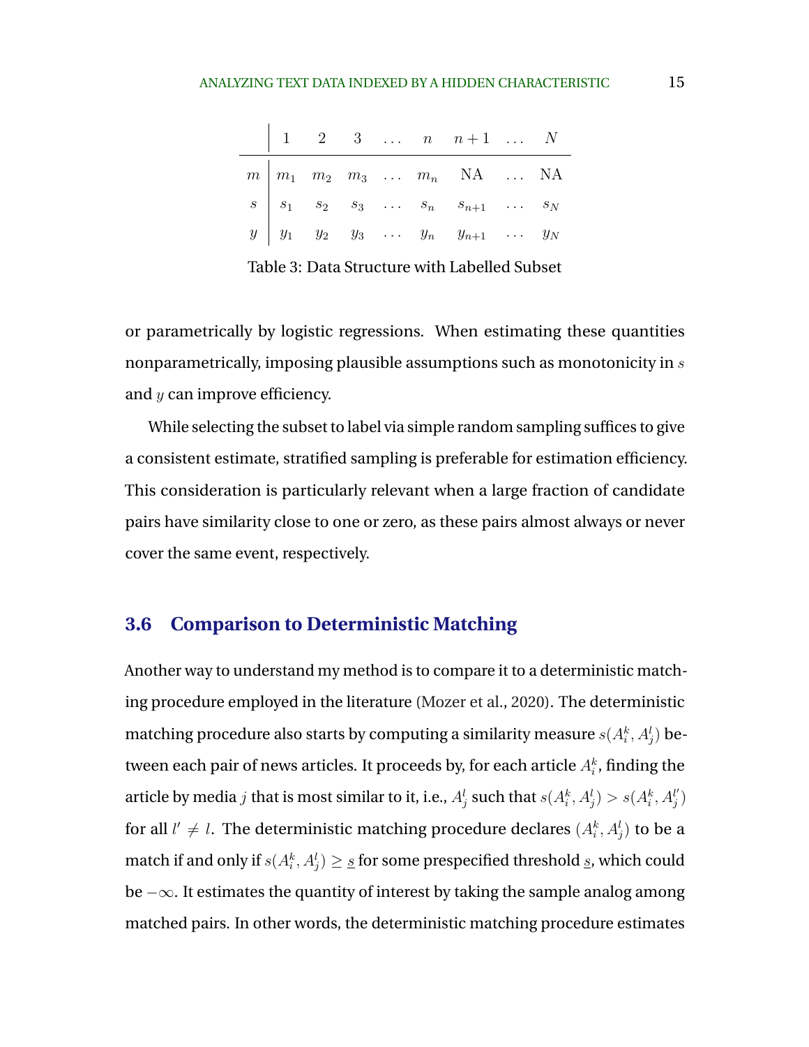|  | 1 | 2 | 3 | ... | $n$ | $n+1$ | ... | $N$ |
|---|---|---|---|---|---|---|---|---|
| $m$ | $m_1$ | $m_2$ | $m_3$ | ... | $m_n$ | NA | ... | NA |
| $s$ | $s_1$ | $s_2$ | $s_3$ | ... | $s_n$ | $s_{n+1}$ | ... | $s_N$ |
| $y$ | $y_1$ | $y_2$ | $y_3$ | ... | $y_n$ | $y_{n+1}$ | ... | $y_N$ |

Table 3: Data Structure with Labelled Subset

or parametrically by logistic regressions. When estimating these quantities nonparametrically, imposing plausible assumptions such as monotonicity in $s$ and $y$ can improve efficiency.

While selecting the subset to label via simple random sampling suffices to give a consistent estimate, stratified sampling is preferable for estimation efficiency. This consideration is particularly relevant when a large fraction of candidate pairs have similarity close to one or zero, as these pairs almost always or never cover the same event, respectively.

### 3.6 Comparison to Deterministic Matching

Another way to understand my method is to compare it to a deterministic matching procedure employed in the literature (Mozer et al., 2020). The deterministic matching procedure also starts by computing a similarity measure $s(A_i^k, A_j^l)$ between each pair of news articles. It proceeds by, for each article $A_i^k$, finding the article by media $j$ that is most similar to it, i.e., $A_j^l$ such that $s(A_i^k, A_j^l) > s(A_i^k, A_j^{l'})$ for all $l' \neq l$. The deterministic matching procedure declares $(A_i^k, A_j^l)$ to be a match if and only if $s(A_i^k, A_j^l) \geq \underline{s}$ for some prespecified threshold $\underline{s}$, which could be $-\infty$. It estimates the quantity of interest by taking the sample analog among matched pairs. In other words, the deterministic matching procedure estimates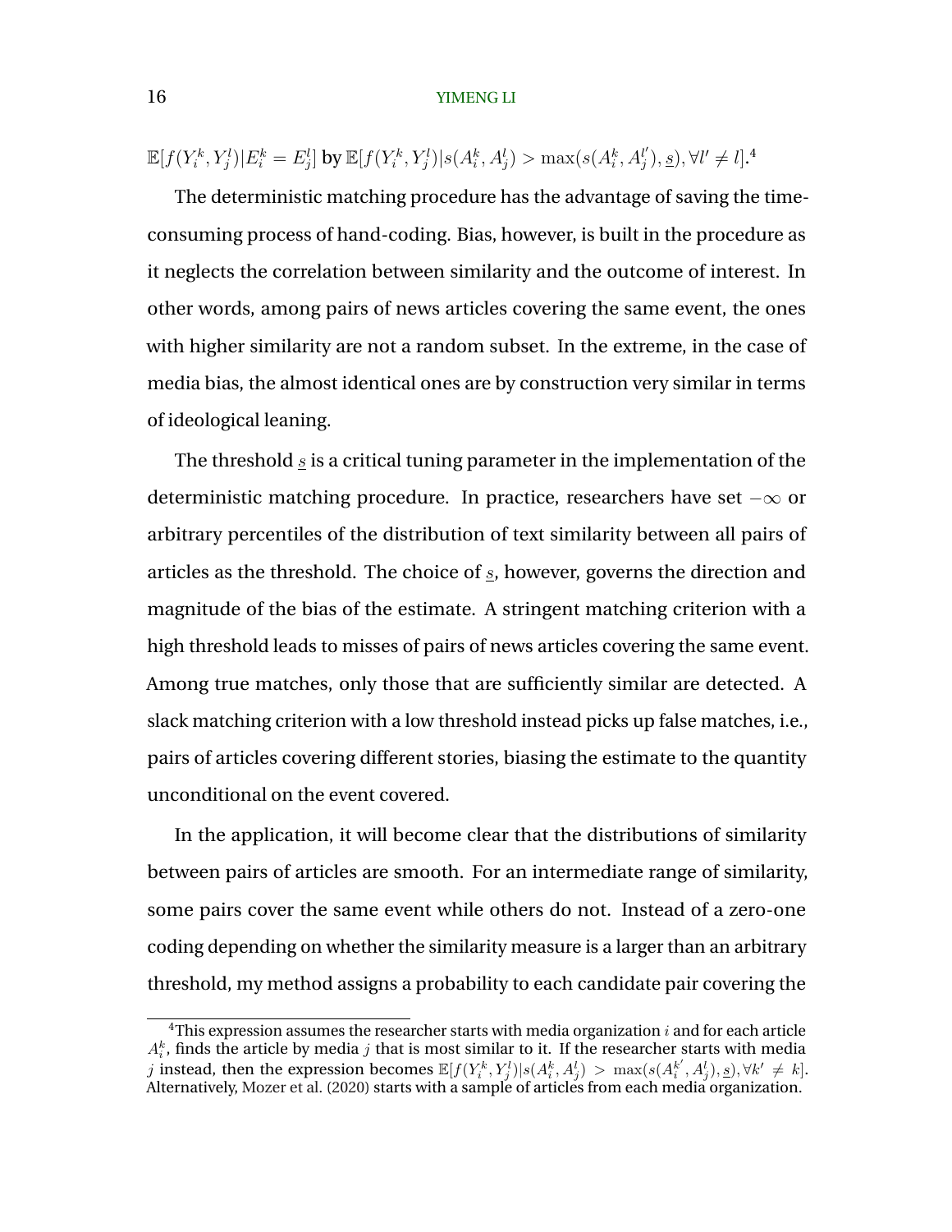$\mathbb{E}[f(Y_i^k, Y_j^l)|E_i^k = E_j^l]$ by $\mathbb{E}[f(Y_i^k, Y_j^l)|s(A_i^k, A_j^l) > \max(s(A_i^k, A_j^{l'}), \underline{s}), \forall l' \neq l]$.[4]

The deterministic matching procedure has the advantage of saving the time-consuming process of hand-coding. Bias, however, is built in the procedure as it neglects the correlation between similarity and the outcome of interest. In other words, among pairs of news articles covering the same event, the ones with higher similarity are not a random subset. In the extreme, in the case of media bias, the almost identical ones are by construction very similar in terms of ideological leaning.

The threshold $\underline{s}$ is a critical tuning parameter in the implementation of the deterministic matching procedure. In practice, researchers have set $-\infty$ or arbitrary percentiles of the distribution of text similarity between all pairs of articles as the threshold. The choice of $\underline{s}$, however, governs the direction and magnitude of the bias of the estimate. A stringent matching criterion with a high threshold leads to misses of pairs of news articles covering the same event. Among true matches, only those that are sufficiently similar are detected. A slack matching criterion with a low threshold instead picks up false matches, i.e., pairs of articles covering different stories, biasing the estimate to the quantity unconditional on the event covered.

In the application, it will become clear that the distributions of similarity between pairs of articles are smooth. For an intermediate range of similarity, some pairs cover the same event while others do not. Instead of a zero-one coding depending on whether the similarity measure is a larger than an arbitrary threshold, my method assigns a probability to each candidate pair covering the

[4] This expression assumes the researcher starts with media organization $i$ and for each article $A_i^k$, finds the article by media $j$ that is most similar to it. If the researcher starts with media $j$ instead, then the expression becomes $\mathbb{E}[f(Y_i^k, Y_j^l)|s(A_i^k, A_j^l) > \max(s(A_i^{k'}, A_j^l), \underline{s}), \forall k' \neq k]$. Alternatively, Mozer et al. (2020) starts with a sample of articles from each media organization.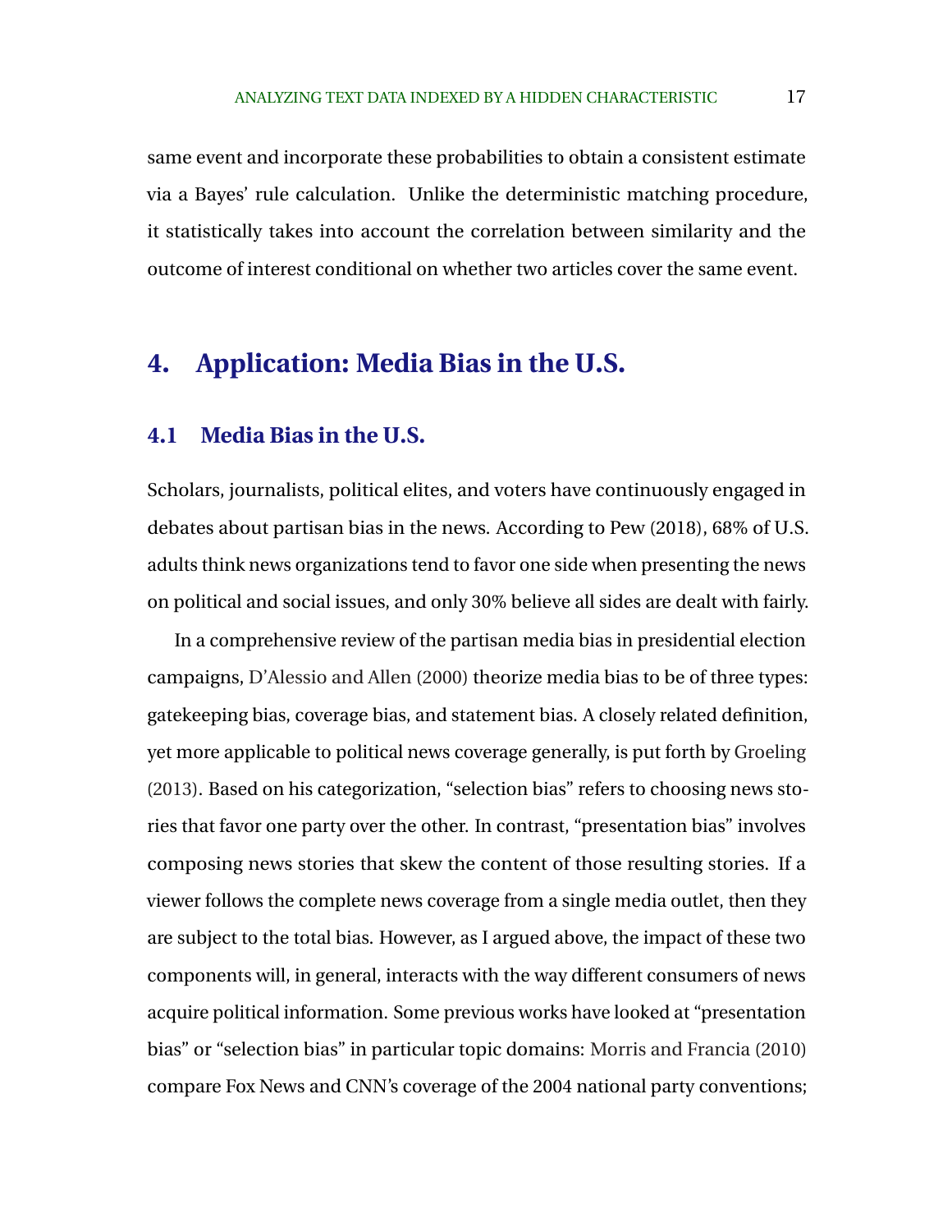same event and incorporate these probabilities to obtain a consistent estimate via a Bayes' rule calculation. Unlike the deterministic matching procedure, it statistically takes into account the correlation between similarity and the outcome of interest conditional on whether two articles cover the same event.

# 4. Application: Media Bias in the U.S.

## 4.1 Media Bias in the U.S.

Scholars, journalists, political elites, and voters have continuously engaged in debates about partisan bias in the news. According to Pew (2018), 68% of U.S. adults think news organizations tend to favor one side when presenting the news on political and social issues, and only 30% believe all sides are dealt with fairly.

In a comprehensive review of the partisan media bias in presidential election campaigns, D'Alessio and Allen (2000) theorize media bias to be of three types: gatekeeping bias, coverage bias, and statement bias. A closely related definition, yet more applicable to political news coverage generally, is put forth by Groeling (2013). Based on his categorization, "selection bias" refers to choosing news stories that favor one party over the other. In contrast, "presentation bias" involves composing news stories that skew the content of those resulting stories. If a viewer follows the complete news coverage from a single media outlet, then they are subject to the total bias. However, as I argued above, the impact of these two components will, in general, interacts with the way different consumers of news acquire political information. Some previous works have looked at "presentation bias" or "selection bias" in particular topic domains: Morris and Francia (2010) compare Fox News and CNN's coverage of the 2004 national party conventions;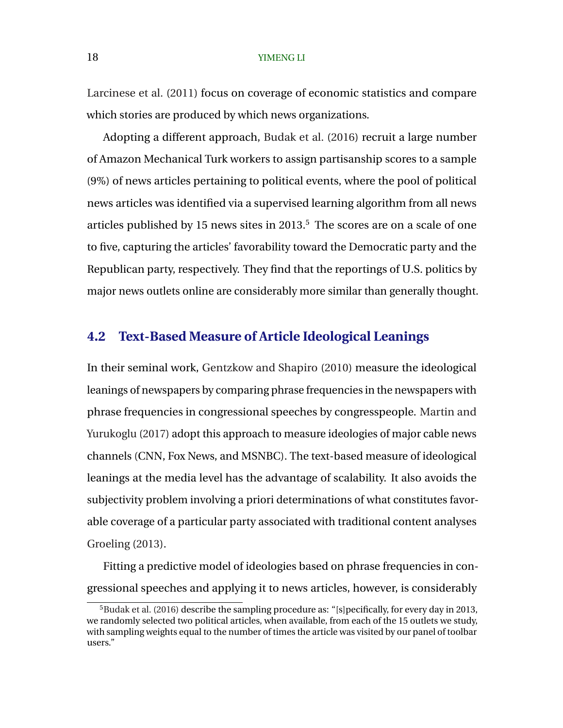Larcinese et al. (2011) focus on coverage of economic statistics and compare which stories are produced by which news organizations.

Adopting a different approach, Budak et al. (2016) recruit a large number of Amazon Mechanical Turk workers to assign partisanship scores to a sample (9%) of news articles pertaining to political events, where the pool of political news articles was identified via a supervised learning algorithm from all news articles published by 15 news sites in 2013.[5] The scores are on a scale of one to five, capturing the articles' favorability toward the Democratic party and the Republican party, respectively. They find that the reportings of U.S. politics by major news outlets online are considerably more similar than generally thought.

## 4.2 Text-Based Measure of Article Ideological Leanings

In their seminal work, Gentzkow and Shapiro (2010) measure the ideological leanings of newspapers by comparing phrase frequencies in the newspapers with phrase frequencies in congressional speeches by congresspeople. Martin and Yurukoglu (2017) adopt this approach to measure ideologies of major cable news channels (CNN, Fox News, and MSNBC). The text-based measure of ideological leanings at the media level has the advantage of scalability. It also avoids the subjectivity problem involving a priori determinations of what constitutes favorable coverage of a particular party associated with traditional content analyses Groeling (2013).

Fitting a predictive model of ideologies based on phrase frequencies in congressional speeches and applying it to news articles, however, is considerably

[5] Budak et al. (2016) describe the sampling procedure as: "[s]pecifically, for every day in 2013, we randomly selected two political articles, when available, from each of the 15 outlets we study, with sampling weights equal to the number of times the article was visited by our panel of toolbar users."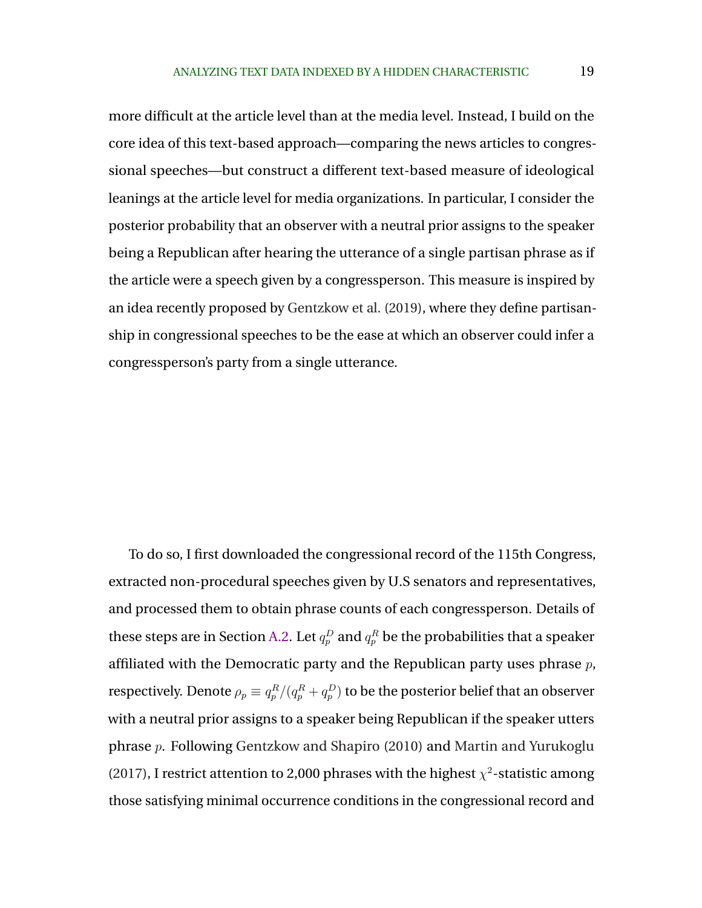more difficult at the article level than at the media level. Instead, I build on the core idea of this text-based approach—comparing the news articles to congressional speeches—but construct a different text-based measure of ideological leanings at the article level for media organizations. In particular, I consider the posterior probability that an observer with a neutral prior assigns to the speaker being a Republican after hearing the utterance of a single partisan phrase as if the article were a speech given by a congressperson. This measure is inspired by an idea recently proposed by Gentzkow et al. (2019), where they define partisanship in congressional speeches to be the ease at which an observer could infer a congressperson's party from a single utterance.

To do so, I first downloaded the congressional record of the 115th Congress, extracted non-procedural speeches given by U.S senators and representatives, and processed them to obtain phrase counts of each congressperson. Details of these steps are in Section A.2. Let $q_p^D$ and $q_p^R$ be the probabilities that a speaker affiliated with the Democratic party and the Republican party uses phrase $p$, respectively. Denote $\rho_p \equiv q_p^R/(q_p^R + q_p^D)$ to be the posterior belief that an observer with a neutral prior assigns to a speaker being Republican if the speaker utters phrase $p$. Following Gentzkow and Shapiro (2010) and Martin and Yurukoglu (2017), I restrict attention to 2,000 phrases with the highest $\chi^2$-statistic among those satisfying minimal occurrence conditions in the congressional record and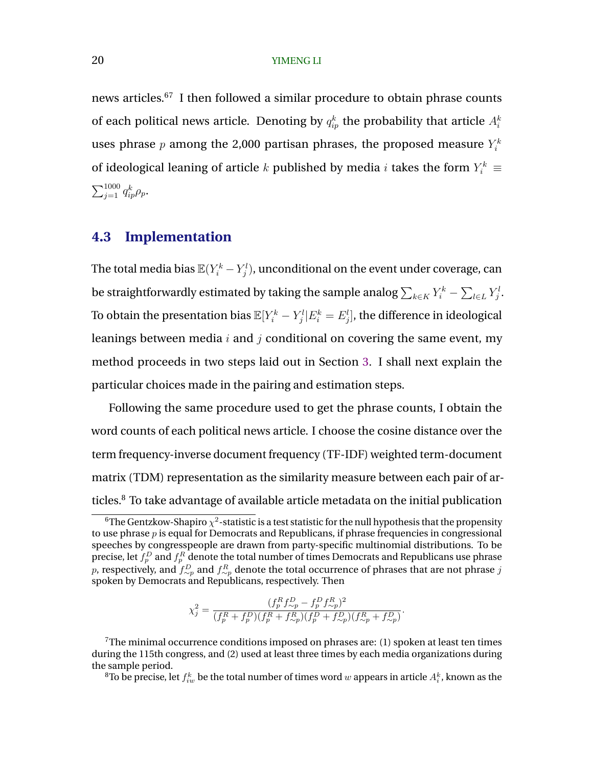news articles.[6,7] I then followed a similar procedure to obtain phrase counts of each political news article. Denoting by $q_{ip}^k$ the probability that article $A_i^k$ uses phrase $p$ among the 2,000 partisan phrases, the proposed measure $Y_i^k$ of ideological leaning of article $k$ published by media $i$ takes the form $Y_i^k \equiv \sum_{j=1}^{1000} q_{ip}^k \rho_p$.

## 4.3 Implementation

The total media bias $\mathbb{E}(Y_i^k - Y_j^l)$, unconditional on the event under coverage, can be straightforwardly estimated by taking the sample analog $\sum_{k \in K} Y_i^k - \sum_{l \in L} Y_j^l$. To obtain the presentation bias $\mathbb{E}[Y_i^k - Y_j^l | E_i^k = E_j^l]$, the difference in ideological leanings between media $i$ and $j$ conditional on covering the same event, my method proceeds in two steps laid out in Section 3. I shall next explain the particular choices made in the pairing and estimation steps.

Following the same procedure used to get the phrase counts, I obtain the word counts of each political news article. I choose the cosine distance over the term frequency-inverse document frequency (TF-IDF) weighted term-document matrix (TDM) representation as the similarity measure between each pair of articles.[8] To take advantage of available article metadata on the initial publication

---

[6] The Gentzkow-Shapiro $\chi^2$-statistic is a test statistic for the null hypothesis that the propensity to use phrase $p$ is equal for Democrats and Republicans, if phrase frequencies in congressional speeches by congresspeople are drawn from party-specific multinomial distributions. To be precise, let $f_p^D$ and $f_p^R$ denote the total number of times Democrats and Republicans use phrase $p$, respectively, and $f_{\sim p}^D$ and $f_{\sim p}^R$ denote the total occurrence of phrases that are not phrase $j$ spoken by Democrats and Republicans, respectively. Then

$$\chi_j^2 = \frac{(f_p^R f_{\sim p}^D - f_p^D f_{\sim p}^R)^2}{(f_p^R + f_p^D)(f_p^R + f_{\sim p}^R)(f_p^D + f_{\sim p}^D)(f_{\sim p}^R + f_{\sim p}^D)}.$$

[7] The minimal occurrence conditions imposed on phrases are: (1) spoken at least ten times during the 115th congress, and (2) used at least three times by each media organizations during the sample period.

[8] To be precise, let $f_{iw}^k$ be the total number of times word $w$ appears in article $A_i^k$, known as the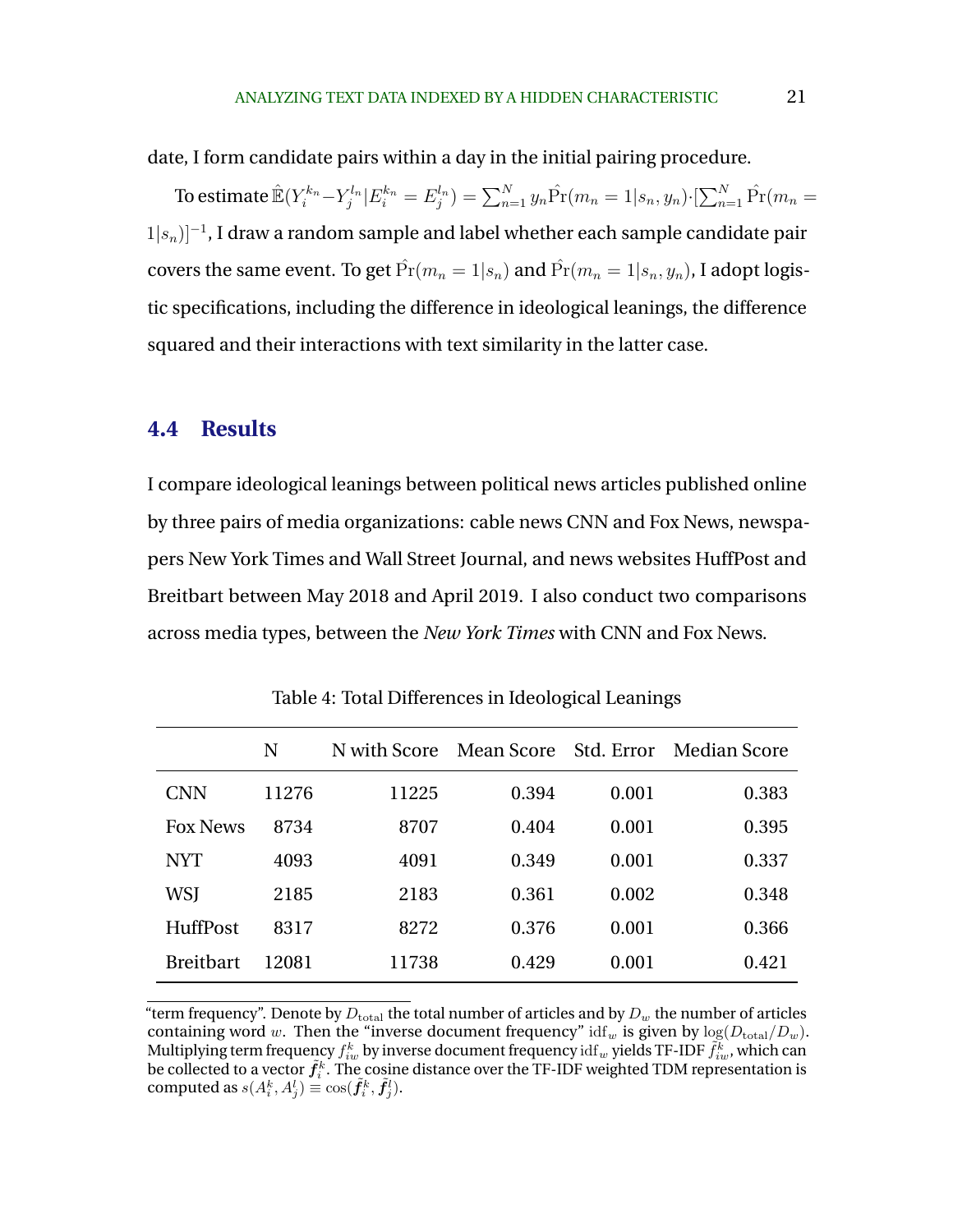date, I form candidate pairs within a day in the initial pairing procedure.

To estimate $\hat{\mathbb{E}}(Y_i^{k_n} - Y_j^{l_n} | E_i^{k_n} = E_j^{l_n}) = \sum_{n=1}^{N} y_n \hat{\Pr}(m_n = 1 | s_n, y_n) \cdot [\sum_{n=1}^{N} \hat{\Pr}(m_n = 1 | s_n)]^{-1}$, I draw a random sample and label whether each sample candidate pair covers the same event. To get $\hat{\Pr}(m_n = 1 | s_n)$ and $\hat{\Pr}(m_n = 1 | s_n, y_n)$, I adopt logistic specifications, including the difference in ideological leanings, the difference squared and their interactions with text similarity in the latter case.

## 4.4 Results

I compare ideological leanings between political news articles published online by three pairs of media organizations: cable news CNN and Fox News, newspapers New York Times and Wall Street Journal, and news websites HuffPost and Breitbart between May 2018 and April 2019. I also conduct two comparisons across media types, between the *New York Times* with CNN and Fox News.

Table 4: Total Differences in Ideological Leanings

| | N | N with Score | Mean Score | Std. Error | Median Score |
|---|---|---|---|---|---|
| CNN | 11276 | 11225 | 0.394 | 0.001 | 0.383 |
| Fox News | 8734 | 8707 | 0.404 | 0.001 | 0.395 |
| NYT | 4093 | 4091 | 0.349 | 0.001 | 0.337 |
| WSJ | 2185 | 2183 | 0.361 | 0.002 | 0.348 |
| HuffPost | 8317 | 8272 | 0.376 | 0.001 | 0.366 |
| Breitbart | 12081 | 11738 | 0.429 | 0.001 | 0.421 |

"term frequency". Denote by $D_{\text{total}}$ the total number of articles and by $D_w$ the number of articles containing word $w$. Then the "inverse document frequency" $\text{idf}_w$ is given by $\log(D_{\text{total}}/D_w)$. Multiplying term frequency $f_{iw}^k$ by inverse document frequency $\text{idf}_w$ yields TF-IDF $\tilde{f}_{iw}^k$, which can be collected to a vector $\tilde{\boldsymbol{f}}_i^k$. The cosine distance over the TF-IDF weighted TDM representation is computed as $s(A_i^k, A_j^l) \equiv \cos(\tilde{\boldsymbol{f}}_i^k, \tilde{\boldsymbol{f}}_j^l)$.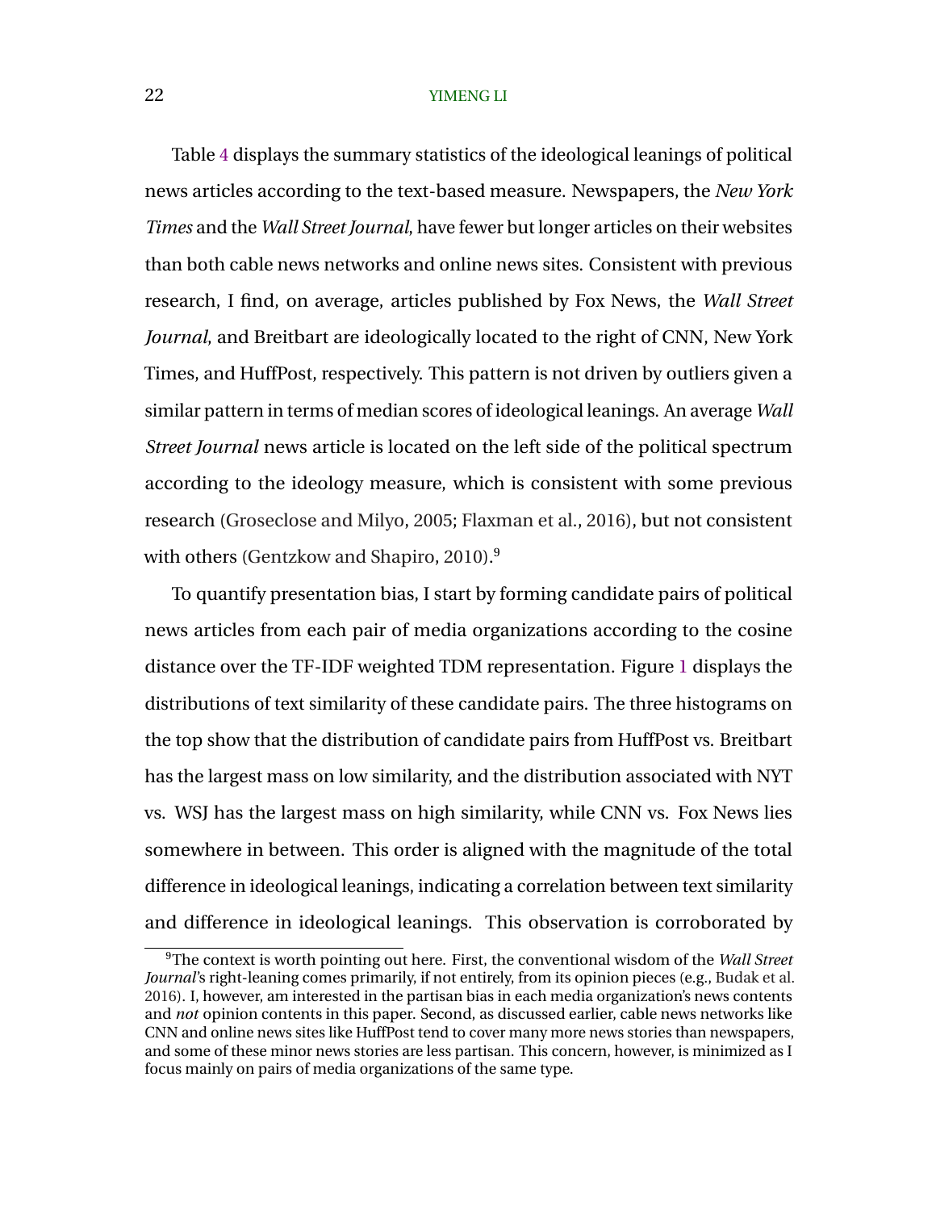Table 4 displays the summary statistics of the ideological leanings of political news articles according to the text-based measure. Newspapers, the *New York Times* and the *Wall Street Journal*, have fewer but longer articles on their websites than both cable news networks and online news sites. Consistent with previous research, I find, on average, articles published by Fox News, the *Wall Street Journal*, and Breitbart are ideologically located to the right of CNN, New York Times, and HuffPost, respectively. This pattern is not driven by outliers given a similar pattern in terms of median scores of ideological leanings. An average *Wall Street Journal* news article is located on the left side of the political spectrum according to the ideology measure, which is consistent with some previous research (Groseclose and Milyo, 2005; Flaxman et al., 2016), but not consistent with others (Gentzkow and Shapiro, 2010).[9]

To quantify presentation bias, I start by forming candidate pairs of political news articles from each pair of media organizations according to the cosine distance over the TF-IDF weighted TDM representation. Figure 1 displays the distributions of text similarity of these candidate pairs. The three histograms on the top show that the distribution of candidate pairs from HuffPost vs. Breitbart has the largest mass on low similarity, and the distribution associated with NYT vs. WSJ has the largest mass on high similarity, while CNN vs. Fox News lies somewhere in between. This order is aligned with the magnitude of the total difference in ideological leanings, indicating a correlation between text similarity and difference in ideological leanings. This observation is corroborated by

[9]The context is worth pointing out here. First, the conventional wisdom of the *Wall Street Journal*'s right-leaning comes primarily, if not entirely, from its opinion pieces (e.g., Budak et al. 2016). I, however, am interested in the partisan bias in each media organization's news contents and *not* opinion contents in this paper. Second, as discussed earlier, cable news networks like CNN and online news sites like HuffPost tend to cover many more news stories than newspapers, and some of these minor news stories are less partisan. This concern, however, is minimized as I focus mainly on pairs of media organizations of the same type.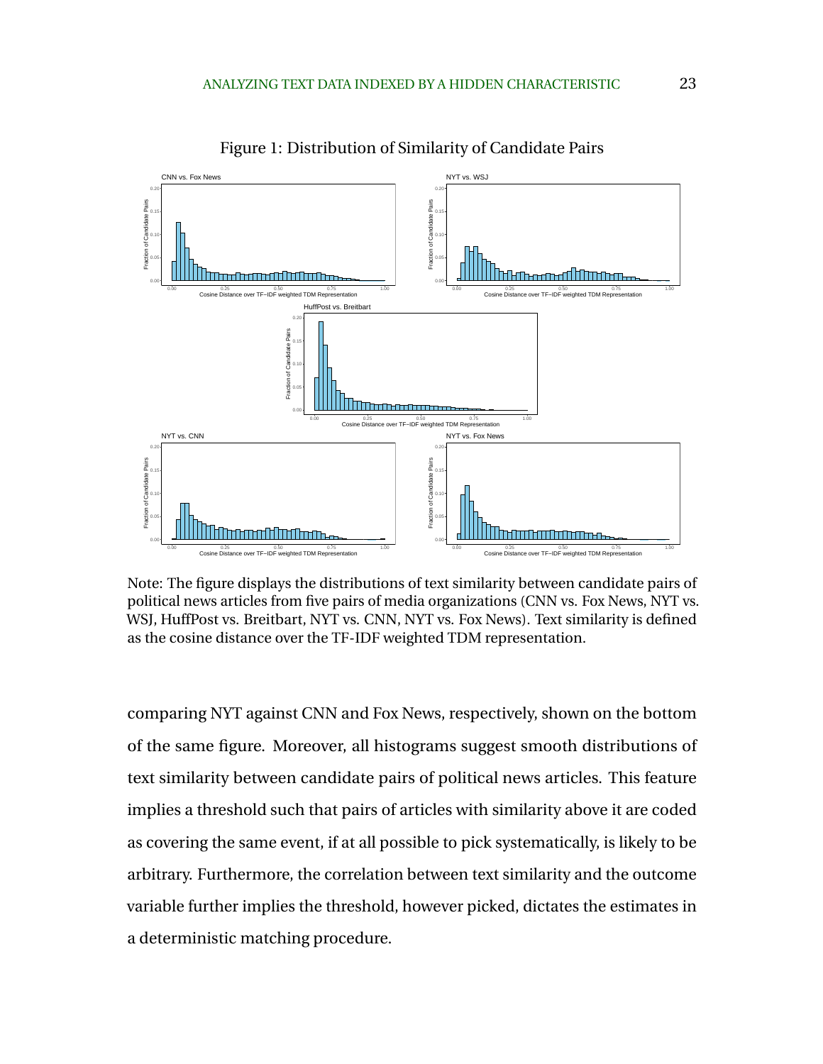Figure 1: Distribution of Similarity of Candidate Pairs

Note: The figure displays the distributions of text similarity between candidate pairs of political news articles from five pairs of media organizations (CNN vs. Fox News, NYT vs. WSJ, HuffPost vs. Breitbart, NYT vs. CNN, NYT vs. Fox News). Text similarity is defined as the cosine distance over the TF-IDF weighted TDM representation.

comparing NYT against CNN and Fox News, respectively, shown on the bottom of the same figure. Moreover, all histograms suggest smooth distributions of text similarity between candidate pairs of political news articles. This feature implies a threshold such that pairs of articles with similarity above it are coded as covering the same event, if at all possible to pick systematically, is likely to be arbitrary. Furthermore, the correlation between text similarity and the outcome variable further implies the threshold, however picked, dictates the estimates in a deterministic matching procedure.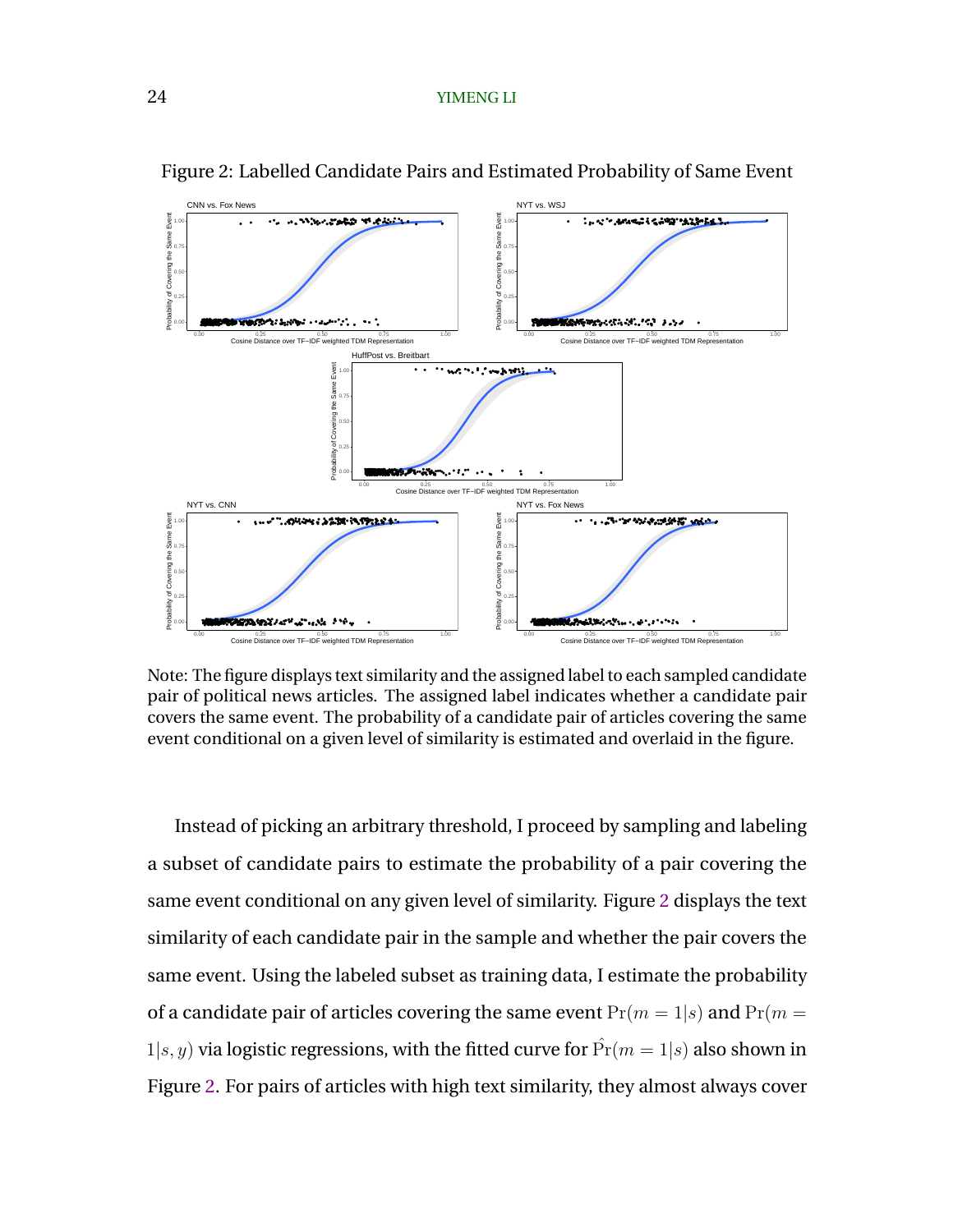Figure 2: Labelled Candidate Pairs and Estimated Probability of Same Event

Note: The figure displays text similarity and the assigned label to each sampled candidate pair of political news articles. The assigned label indicates whether a candidate pair covers the same event. The probability of a candidate pair of articles covering the same event conditional on a given level of similarity is estimated and overlaid in the figure.

Instead of picking an arbitrary threshold, I proceed by sampling and labeling a subset of candidate pairs to estimate the probability of a pair covering the same event conditional on any given level of similarity. Figure 2 displays the text similarity of each candidate pair in the sample and whether the pair covers the same event. Using the labeled subset as training data, I estimate the probability of a candidate pair of articles covering the same event $\Pr(m = 1|s)$ and $\Pr(m = 1|s, y)$ via logistic regressions, with the fitted curve for $\hat{\Pr}(m = 1|s)$ also shown in Figure 2. For pairs of articles with high text similarity, they almost always cover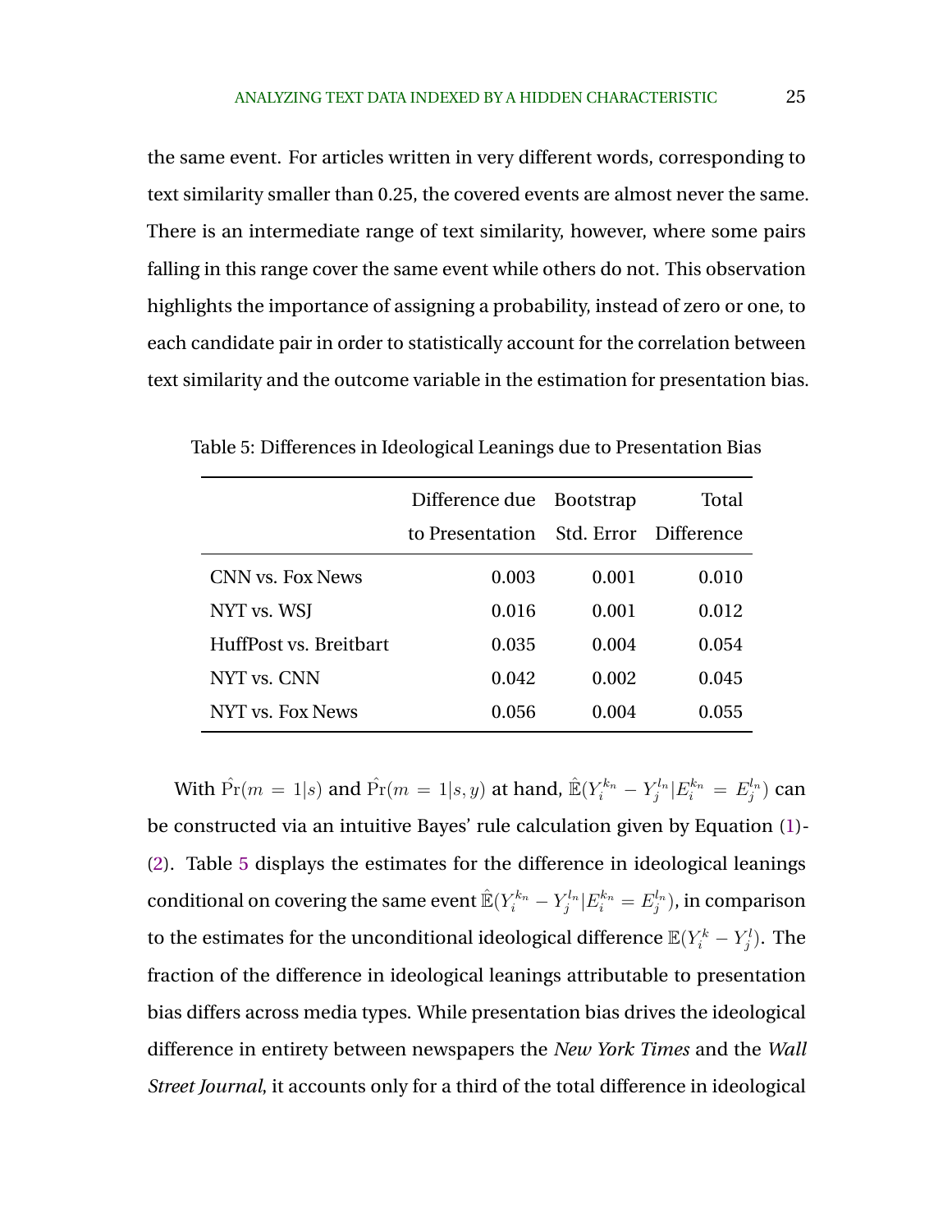the same event. For articles written in very different words, corresponding to text similarity smaller than 0.25, the covered events are almost never the same. There is an intermediate range of text similarity, however, where some pairs falling in this range cover the same event while others do not. This observation highlights the importance of assigning a probability, instead of zero or one, to each candidate pair in order to statistically account for the correlation between text similarity and the outcome variable in the estimation for presentation bias.

Table 5: Differences in Ideological Leanings due to Presentation Bias

| | Difference due to Presentation | Bootstrap Std. Error | Total Difference |
|---|---|---|---|
| CNN vs. Fox News | 0.003 | 0.001 | 0.010 |
| NYT vs. WSJ | 0.016 | 0.001 | 0.012 |
| HuffPost vs. Breitbart | 0.035 | 0.004 | 0.054 |
| NYT vs. CNN | 0.042 | 0.002 | 0.045 |
| NYT vs. Fox News | 0.056 | 0.004 | 0.055 |

With $\hat{\Pr}(m = 1|s)$ and $\hat{\Pr}(m = 1|s, y)$ at hand, $\hat{\mathbb{E}}(Y_i^{k_n} - Y_j^{l_n}|E_i^{k_n} = E_j^{l_n})$ can be constructed via an intuitive Bayes' rule calculation given by Equation (1)-(2). Table 5 displays the estimates for the difference in ideological leanings conditional on covering the same event $\hat{\mathbb{E}}(Y_i^{k_n} - Y_j^{l_n}|E_i^{k_n} = E_j^{l_n})$, in comparison to the estimates for the unconditional ideological difference $\mathbb{E}(Y_i^k - Y_j^l)$. The fraction of the difference in ideological leanings attributable to presentation bias differs across media types. While presentation bias drives the ideological difference in entirety between newspapers the *New York Times* and the *Wall Street Journal*, it accounts only for a third of the total difference in ideological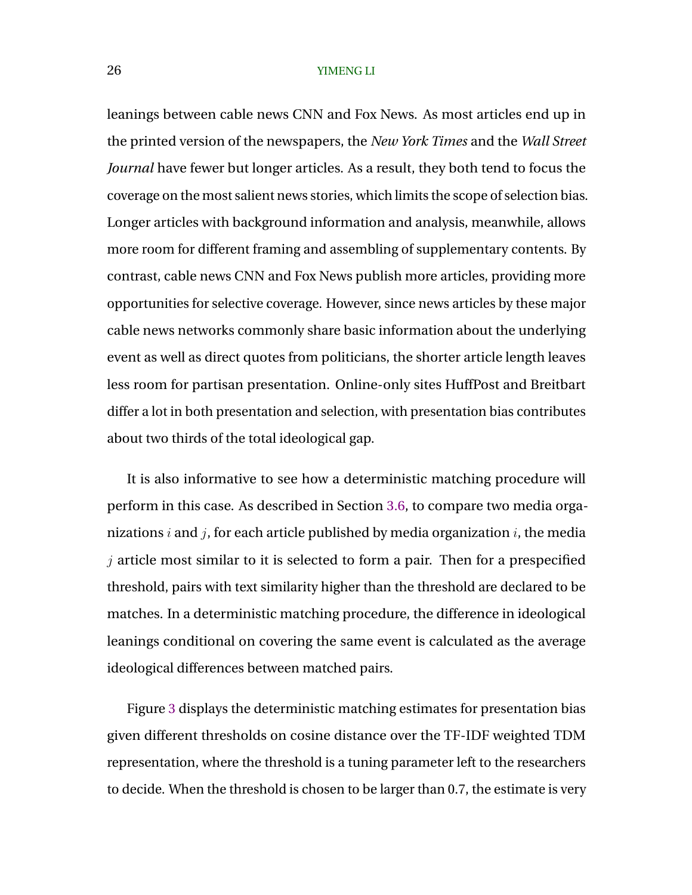leanings between cable news CNN and Fox News. As most articles end up in the printed version of the newspapers, the *New York Times* and the *Wall Street Journal* have fewer but longer articles. As a result, they both tend to focus the coverage on the most salient news stories, which limits the scope of selection bias. Longer articles with background information and analysis, meanwhile, allows more room for different framing and assembling of supplementary contents. By contrast, cable news CNN and Fox News publish more articles, providing more opportunities for selective coverage. However, since news articles by these major cable news networks commonly share basic information about the underlying event as well as direct quotes from politicians, the shorter article length leaves less room for partisan presentation. Online-only sites HuffPost and Breitbart differ a lot in both presentation and selection, with presentation bias contributes about two thirds of the total ideological gap.

It is also informative to see how a deterministic matching procedure will perform in this case. As described in Section 3.6, to compare two media organizations $i$ and $j$, for each article published by media organization $i$, the media $j$ article most similar to it is selected to form a pair. Then for a prespecified threshold, pairs with text similarity higher than the threshold are declared to be matches. In a deterministic matching procedure, the difference in ideological leanings conditional on covering the same event is calculated as the average ideological differences between matched pairs.

Figure 3 displays the deterministic matching estimates for presentation bias given different thresholds on cosine distance over the TF-IDF weighted TDM representation, where the threshold is a tuning parameter left to the researchers to decide. When the threshold is chosen to be larger than 0.7, the estimate is very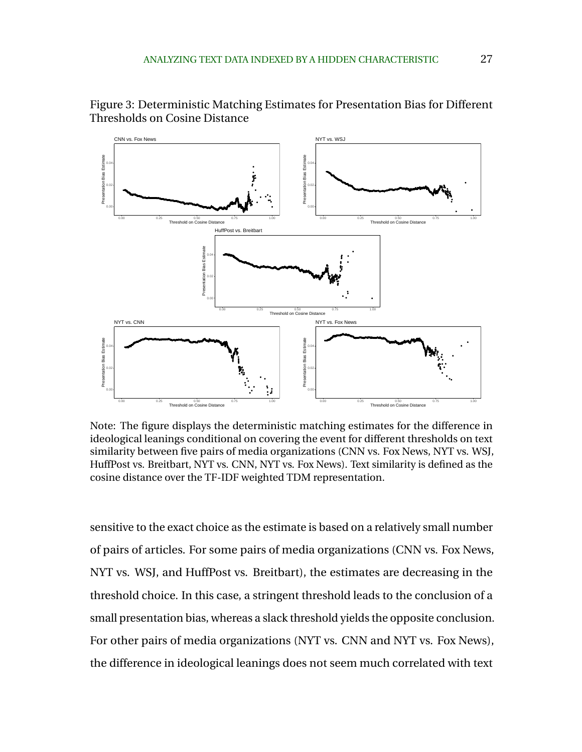Figure 3: Deterministic Matching Estimates for Presentation Bias for Different Thresholds on Cosine Distance

Note: The figure displays the deterministic matching estimates for the difference in ideological leanings conditional on covering the event for different thresholds on text similarity between five pairs of media organizations (CNN vs. Fox News, NYT vs. WSJ, HuffPost vs. Breitbart, NYT vs. CNN, NYT vs. Fox News). Text similarity is defined as the cosine distance over the TF-IDF weighted TDM representation.

sensitive to the exact choice as the estimate is based on a relatively small number of pairs of articles. For some pairs of media organizations (CNN vs. Fox News, NYT vs. WSJ, and HuffPost vs. Breitbart), the estimates are decreasing in the threshold choice. In this case, a stringent threshold leads to the conclusion of a small presentation bias, whereas a slack threshold yields the opposite conclusion. For other pairs of media organizations (NYT vs. CNN and NYT vs. Fox News), the difference in ideological leanings does not seem much correlated with text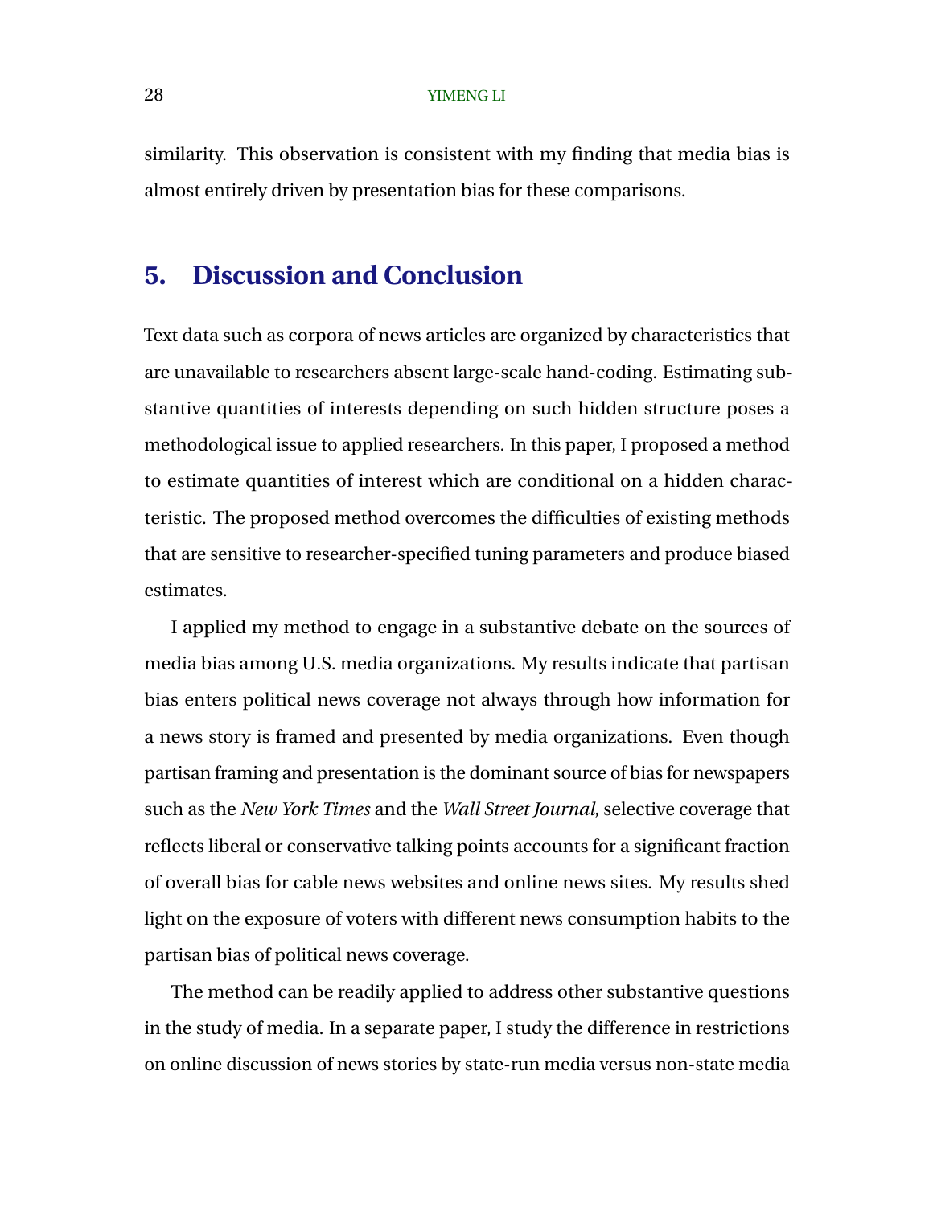similarity. This observation is consistent with my finding that media bias is almost entirely driven by presentation bias for these comparisons.

## 5. Discussion and Conclusion

Text data such as corpora of news articles are organized by characteristics that are unavailable to researchers absent large-scale hand-coding. Estimating substantive quantities of interests depending on such hidden structure poses a methodological issue to applied researchers. In this paper, I proposed a method to estimate quantities of interest which are conditional on a hidden characteristic. The proposed method overcomes the difficulties of existing methods that are sensitive to researcher-specified tuning parameters and produce biased estimates.

I applied my method to engage in a substantive debate on the sources of media bias among U.S. media organizations. My results indicate that partisan bias enters political news coverage not always through how information for a news story is framed and presented by media organizations. Even though partisan framing and presentation is the dominant source of bias for newspapers such as the *New York Times* and the *Wall Street Journal*, selective coverage that reflects liberal or conservative talking points accounts for a significant fraction of overall bias for cable news websites and online news sites. My results shed light on the exposure of voters with different news consumption habits to the partisan bias of political news coverage.

The method can be readily applied to address other substantive questions in the study of media. In a separate paper, I study the difference in restrictions on online discussion of news stories by state-run media versus non-state media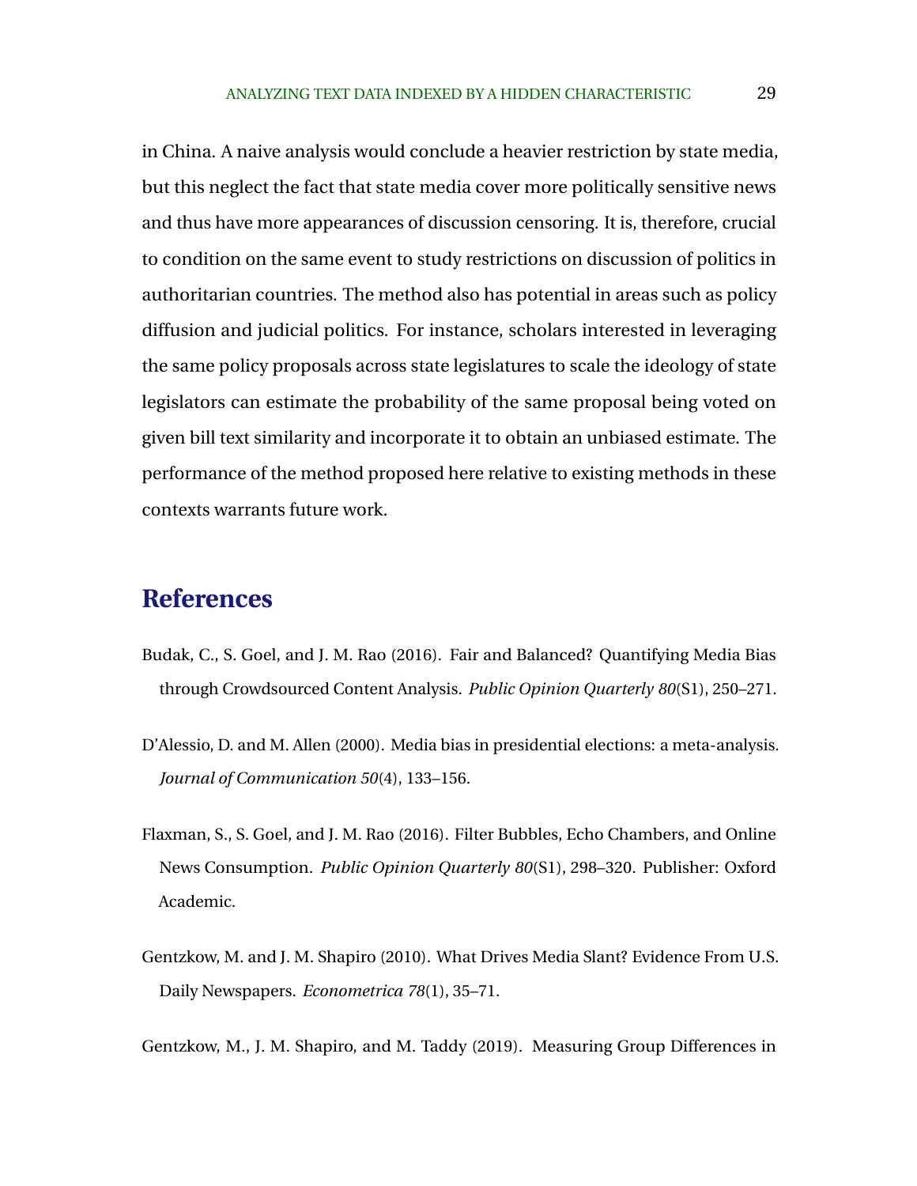in China. A naive analysis would conclude a heavier restriction by state media, but this neglect the fact that state media cover more politically sensitive news and thus have more appearances of discussion censoring. It is, therefore, crucial to condition on the same event to study restrictions on discussion of politics in authoritarian countries. The method also has potential in areas such as policy diffusion and judicial politics. For instance, scholars interested in leveraging the same policy proposals across state legislatures to scale the ideology of state legislators can estimate the probability of the same proposal being voted on given bill text similarity and incorporate it to obtain an unbiased estimate. The performance of the method proposed here relative to existing methods in these contexts warrants future work.

# References

Budak, C., S. Goel, and J. M. Rao (2016). Fair and Balanced? Quantifying Media Bias through Crowdsourced Content Analysis. *Public Opinion Quarterly 80*(S1), 250–271.

D'Alessio, D. and M. Allen (2000). Media bias in presidential elections: a meta-analysis. *Journal of Communication 50*(4), 133–156.

Flaxman, S., S. Goel, and J. M. Rao (2016). Filter Bubbles, Echo Chambers, and Online News Consumption. *Public Opinion Quarterly 80*(S1), 298–320. Publisher: Oxford Academic.

Gentzkow, M. and J. M. Shapiro (2010). What Drives Media Slant? Evidence From U.S. Daily Newspapers. *Econometrica 78*(1), 35–71.

Gentzkow, M., J. M. Shapiro, and M. Taddy (2019). Measuring Group Differences in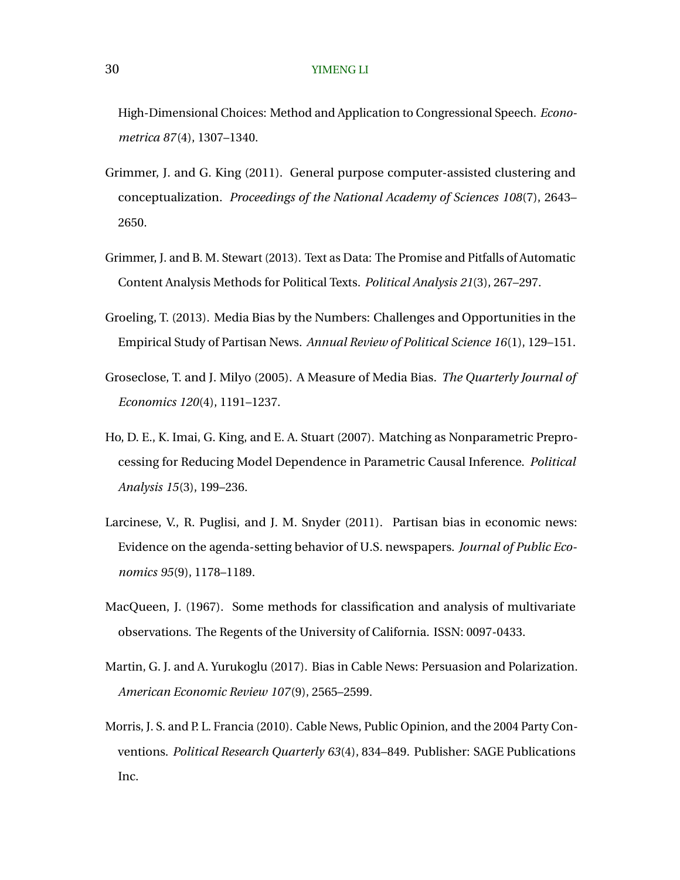High-Dimensional Choices: Method and Application to Congressional Speech. *Econometrica 87*(4), 1307–1340.

Grimmer, J. and G. King (2011). General purpose computer-assisted clustering and conceptualization. *Proceedings of the National Academy of Sciences 108*(7), 2643–2650.

Grimmer, J. and B. M. Stewart (2013). Text as Data: The Promise and Pitfalls of Automatic Content Analysis Methods for Political Texts. *Political Analysis 21*(3), 267–297.

Groeling, T. (2013). Media Bias by the Numbers: Challenges and Opportunities in the Empirical Study of Partisan News. *Annual Review of Political Science 16*(1), 129–151.

Groseclose, T. and J. Milyo (2005). A Measure of Media Bias. *The Quarterly Journal of Economics 120*(4), 1191–1237.

Ho, D. E., K. Imai, G. King, and E. A. Stuart (2007). Matching as Nonparametric Preprocessing for Reducing Model Dependence in Parametric Causal Inference. *Political Analysis 15*(3), 199–236.

Larcinese, V., R. Puglisi, and J. M. Snyder (2011). Partisan bias in economic news: Evidence on the agenda-setting behavior of U.S. newspapers. *Journal of Public Economics 95*(9), 1178–1189.

MacQueen, J. (1967). Some methods for classification and analysis of multivariate observations. The Regents of the University of California. ISSN: 0097-0433.

Martin, G. J. and A. Yurukoglu (2017). Bias in Cable News: Persuasion and Polarization. *American Economic Review 107*(9), 2565–2599.

Morris, J. S. and P. L. Francia (2010). Cable News, Public Opinion, and the 2004 Party Conventions. *Political Research Quarterly 63*(4), 834–849. Publisher: SAGE Publications Inc.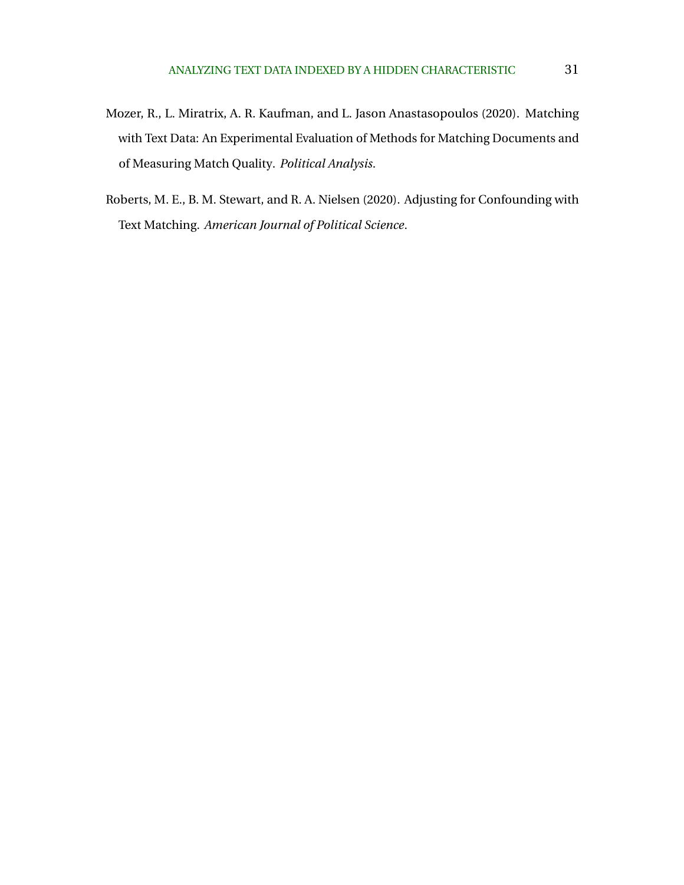Mozer, R., L. Miratrix, A. R. Kaufman, and L. Jason Anastasopoulos (2020). Matching with Text Data: An Experimental Evaluation of Methods for Matching Documents and of Measuring Match Quality. *Political Analysis*.

Roberts, M. E., B. M. Stewart, and R. A. Nielsen (2020). Adjusting for Confounding with Text Matching. *American Journal of Political Science*.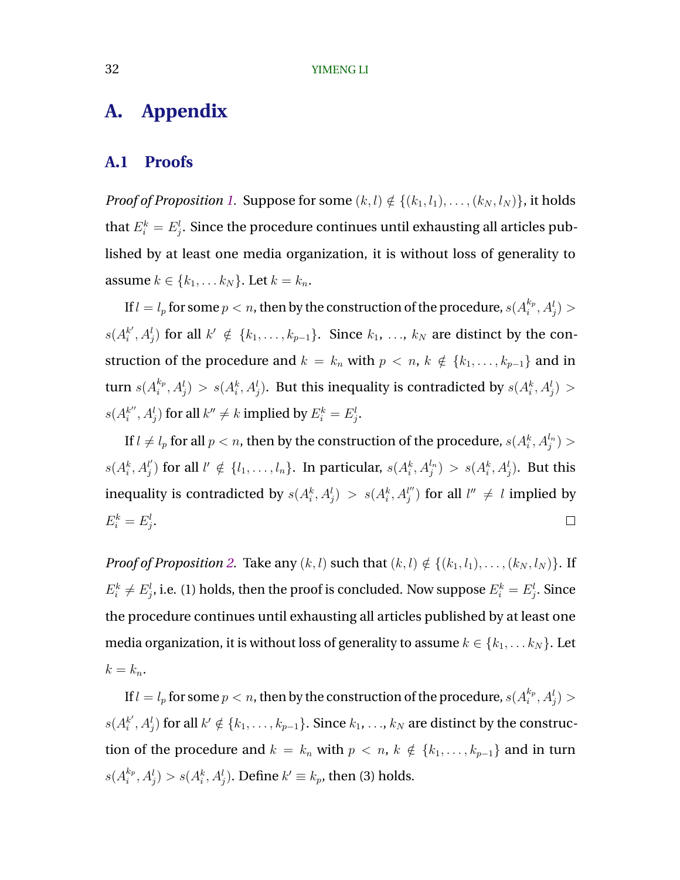# A. Appendix

## A.1 Proofs

*Proof of Proposition 1.* Suppose for some $(k, l) \notin \{(k_1, l_1), \ldots, (k_N, l_N)\}$, it holds that $E_i^k = E_j^l$. Since the procedure continues until exhausting all articles published by at least one media organization, it is without loss of generality to assume $k \in \{k_1, \ldots k_N\}$. Let $k = k_n$.

If $l = l_p$ for some $p < n$, then by the construction of the procedure, $s(A_i^{k_p}, A_j^l) > s(A_i^{k'}, A_j^l)$ for all $k' \notin \{k_1, \ldots, k_{p-1}\}$. Since $k_1, \ldots, k_N$ are distinct by the construction of the procedure and $k = k_n$ with $p < n$, $k \notin \{k_1, \ldots, k_{p-1}\}$ and in turn $s(A_i^{k_p}, A_j^l) > s(A_i^k, A_j^l)$. But this inequality is contradicted by $s(A_i^k, A_j^l) > s(A_i^{k''}, A_j^l)$ for all $k'' \neq k$ implied by $E_i^k = E_j^l$.

If $l \neq l_p$ for all $p < n$, then by the construction of the procedure, $s(A_i^k, A_j^{l_n}) > s(A_i^k, A_j^{l'})$ for all $l' \notin \{l_1, \ldots, l_n\}$. In particular, $s(A_i^k, A_j^{l_n}) > s(A_i^k, A_j^l)$. But this inequality is contradicted by $s(A_i^k, A_j^l) > s(A_i^k, A_j^{l''})$ for all $l'' \neq l$ implied by $E_i^k = E_j^l$. $\square$

*Proof of Proposition 2.* Take any $(k, l)$ such that $(k, l) \notin \{(k_1, l_1), \ldots, (k_N, l_N)\}$. If $E_i^k \neq E_j^l$, i.e. (1) holds, then the proof is concluded. Now suppose $E_i^k = E_j^l$. Since the procedure continues until exhausting all articles published by at least one media organization, it is without loss of generality to assume $k \in \{k_1, \ldots k_N\}$. Let $k = k_n$.

If $l = l_p$ for some $p < n$, then by the construction of the procedure, $s(A_i^{k_p}, A_j^l) > s(A_i^{k'}, A_j^l)$ for all $k' \notin \{k_1, \ldots, k_{p-1}\}$. Since $k_1, \ldots, k_N$ are distinct by the construction of the procedure and $k = k_n$ with $p < n$, $k \notin \{k_1, \ldots, k_{p-1}\}$ and in turn $s(A_i^{k_p}, A_j^l) > s(A_i^k, A_j^l)$. Define $k' \equiv k_p$, then (3) holds.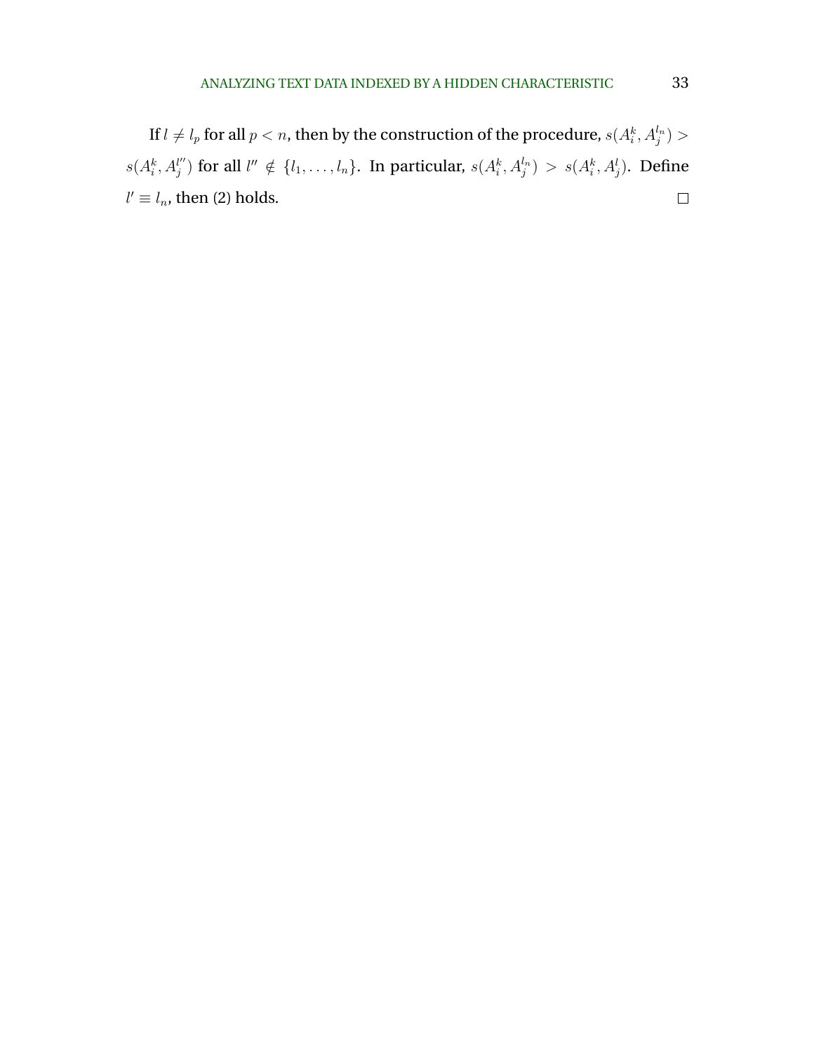If $l \neq l_p$ for all $p < n$, then by the construction of the procedure, $s(A_i^k, A_j^{l_n}) > s(A_i^k, A_j^{l''})$ for all $l'' \notin \{l_1, \ldots, l_n\}$. In particular, $s(A_i^k, A_j^{l_n}) > s(A_i^k, A_j^l)$. Define $l' \equiv l_n$, then (2) holds. $\square$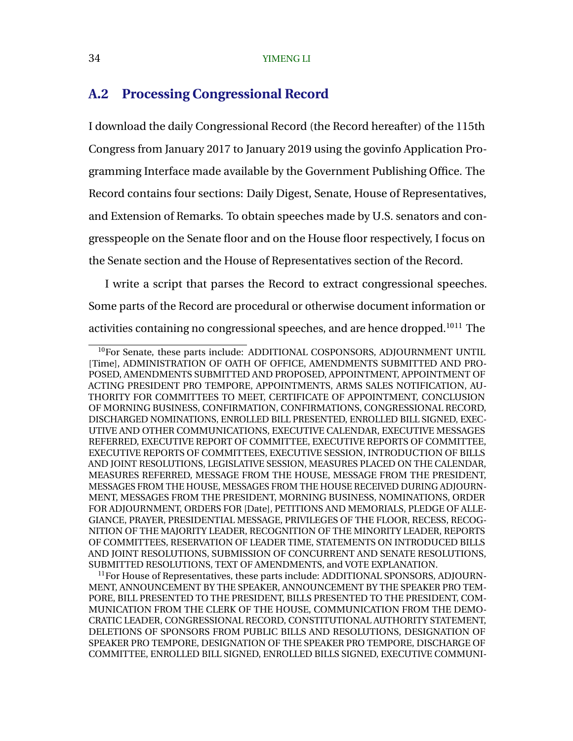## A.2 Processing Congressional Record

I download the daily Congressional Record (the Record hereafter) of the 115th Congress from January 2017 to January 2019 using the govinfo Application Programming Interface made available by the Government Publishing Office. The Record contains four sections: Daily Digest, Senate, House of Representatives, and Extension of Remarks. To obtain speeches made by U.S. senators and congresspeople on the Senate floor and on the House floor respectively, I focus on the Senate section and the House of Representatives section of the Record.

I write a script that parses the Record to extract congressional speeches. Some parts of the Record are procedural or otherwise document information or activities containing no congressional speeches, and are hence dropped.[10][11] The

[10] For Senate, these parts include: ADDITIONAL COSPONSORS, ADJOURNMENT UNTIL [Time], ADMINISTRATION OF OATH OF OFFICE, AMENDMENTS SUBMITTED AND PROPOSED, AMENDMENTS SUBMITTED AND PROPOSED, APPOINTMENT, APPOINTMENT OF ACTING PRESIDENT PRO TEMPORE, APPOINTMENTS, ARMS SALES NOTIFICATION, AUTHORITY FOR COMMITTEES TO MEET, CERTIFICATE OF APPOINTMENT, CONCLUSION OF MORNING BUSINESS, CONFIRMATION, CONFIRMATIONS, CONGRESSIONAL RECORD, DISCHARGED NOMINATIONS, ENROLLED BILL PRESENTED, ENROLLED BILL SIGNED, EXECUTIVE AND OTHER COMMUNICATIONS, EXECUTIVE CALENDAR, EXECUTIVE MESSAGES REFERRED, EXECUTIVE REPORT OF COMMITTEE, EXECUTIVE REPORTS OF COMMITTEE, EXECUTIVE REPORTS OF COMMITTEES, EXECUTIVE SESSION, INTRODUCTION OF BILLS AND JOINT RESOLUTIONS, LEGISLATIVE SESSION, MEASURES PLACED ON THE CALENDAR, MEASURES REFERRED, MESSAGE FROM THE HOUSE, MESSAGE FROM THE PRESIDENT, MESSAGES FROM THE HOUSE, MESSAGES FROM THE HOUSE RECEIVED DURING ADJOURNMENT, MESSAGES FROM THE PRESIDENT, MORNING BUSINESS, NOMINATIONS, ORDER FOR ADJOURNMENT, ORDERS FOR [Date], PETITIONS AND MEMORIALS, PLEDGE OF ALLEGIANCE, PRAYER, PRESIDENTIAL MESSAGE, PRIVILEGES OF THE FLOOR, RECESS, RECOGNITION OF THE MAJORITY LEADER, RECOGNITION OF THE MINORITY LEADER, REPORTS OF COMMITTEES, RESERVATION OF LEADER TIME, STATEMENTS ON INTRODUCED BILLS AND JOINT RESOLUTIONS, SUBMISSION OF CONCURRENT AND SENATE RESOLUTIONS, SUBMITTED RESOLUTIONS, TEXT OF AMENDMENTS, and VOTE EXPLANATION.

[11] For House of Representatives, these parts include: ADDITIONAL SPONSORS, ADJOURNMENT, ANNOUNCEMENT BY THE SPEAKER, ANNOUNCEMENT BY THE SPEAKER PRO TEMPORE, BILL PRESENTED TO THE PRESIDENT, BILLS PRESENTED TO THE PRESIDENT, COMMUNICATION FROM THE CLERK OF THE HOUSE, COMMUNICATION FROM THE DEMOCRATIC LEADER, CONGRESSIONAL RECORD, CONSTITUTIONAL AUTHORITY STATEMENT, DELETIONS OF SPONSORS FROM PUBLIC BILLS AND RESOLUTIONS, DESIGNATION OF SPEAKER PRO TEMPORE, DESIGNATION OF THE SPEAKER PRO TEMPORE, DISCHARGE OF COMMITTEE, ENROLLED BILL SIGNED, ENROLLED BILLS SIGNED, EXECUTIVE COMMUNI-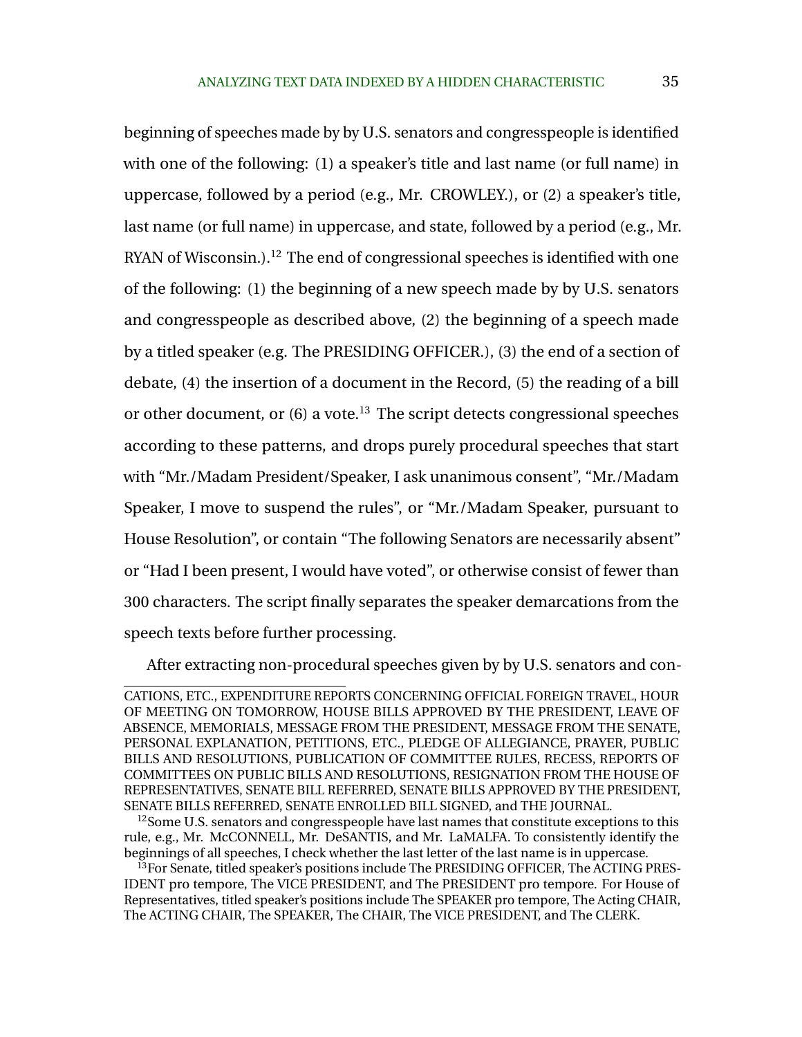beginning of speeches made by by U.S. senators and congresspeople is identified with one of the following: (1) a speaker's title and last name (or full name) in uppercase, followed by a period (e.g., Mr. CROWLEY.), or (2) a speaker's title, last name (or full name) in uppercase, and state, followed by a period (e.g., Mr. RYAN of Wisconsin.).[12] The end of congressional speeches is identified with one of the following: (1) the beginning of a new speech made by by U.S. senators and congresspeople as described above, (2) the beginning of a speech made by a titled speaker (e.g. The PRESIDING OFFICER.), (3) the end of a section of debate, (4) the insertion of a document in the Record, (5) the reading of a bill or other document, or (6) a vote.[13] The script detects congressional speeches according to these patterns, and drops purely procedural speeches that start with "Mr./Madam President/Speaker, I ask unanimous consent", "Mr./Madam Speaker, I move to suspend the rules", or "Mr./Madam Speaker, pursuant to House Resolution", or contain "The following Senators are necessarily absent" or "Had I been present, I would have voted", or otherwise consist of fewer than 300 characters. The script finally separates the speaker demarcations from the speech texts before further processing.

After extracting non-procedural speeches given by by U.S. senators and con-

---

CATIONS, ETC., EXPENDITURE REPORTS CONCERNING OFFICIAL FOREIGN TRAVEL, HOUR OF MEETING ON TOMORROW, HOUSE BILLS APPROVED BY THE PRESIDENT, LEAVE OF ABSENCE, MEMORIALS, MESSAGE FROM THE PRESIDENT, MESSAGE FROM THE SENATE, PERSONAL EXPLANATION, PETITIONS, ETC., PLEDGE OF ALLEGIANCE, PRAYER, PUBLIC BILLS AND RESOLUTIONS, PUBLICATION OF COMMITTEE RULES, RECESS, REPORTS OF COMMITTEES ON PUBLIC BILLS AND RESOLUTIONS, RESIGNATION FROM THE HOUSE OF REPRESENTATIVES, SENATE BILL REFERRED, SENATE BILLS APPROVED BY THE PRESIDENT, SENATE BILLS REFERRED, SENATE ENROLLED BILL SIGNED, and THE JOURNAL.

[12] Some U.S. senators and congresspeople have last names that constitute exceptions to this rule, e.g., Mr. McCONNELL, Mr. DeSANTIS, and Mr. LaMALFA. To consistently identify the beginnings of all speeches, I check whether the last letter of the last name is in uppercase.

[13] For Senate, titled speaker's positions include The PRESIDING OFFICER, The ACTING PRESIDENT pro tempore, The VICE PRESIDENT, and The PRESIDENT pro tempore. For House of Representatives, titled speaker's positions include The SPEAKER pro tempore, The Acting CHAIR, The ACTING CHAIR, The SPEAKER, The CHAIR, The VICE PRESIDENT, and The CLERK.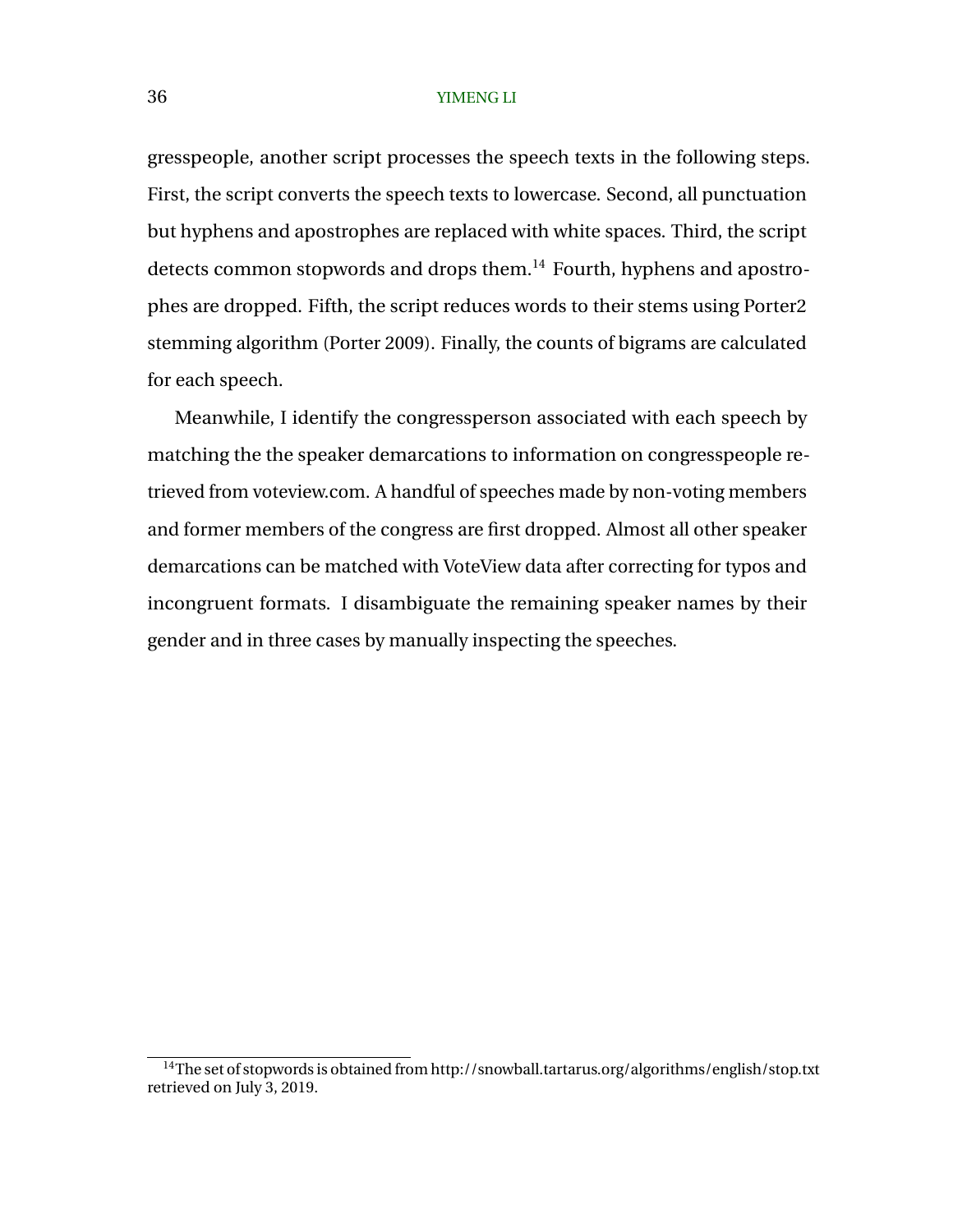gresspeople, another script processes the speech texts in the following steps. First, the script converts the speech texts to lowercase. Second, all punctuation but hyphens and apostrophes are replaced with white spaces. Third, the script detects common stopwords and drops them.[14] Fourth, hyphens and apostrophes are dropped. Fifth, the script reduces words to their stems using Porter2 stemming algorithm (Porter 2009). Finally, the counts of bigrams are calculated for each speech.

Meanwhile, I identify the congressperson associated with each speech by matching the the speaker demarcations to information on congresspeople retrieved from voteview.com. A handful of speeches made by non-voting members and former members of the congress are first dropped. Almost all other speaker demarcations can be matched with VoteView data after correcting for typos and incongruent formats. I disambiguate the remaining speaker names by their gender and in three cases by manually inspecting the speeches.

[14] The set of stopwords is obtained from http://snowball.tartarus.org/algorithms/english/stop.txt retrieved on July 3, 2019.